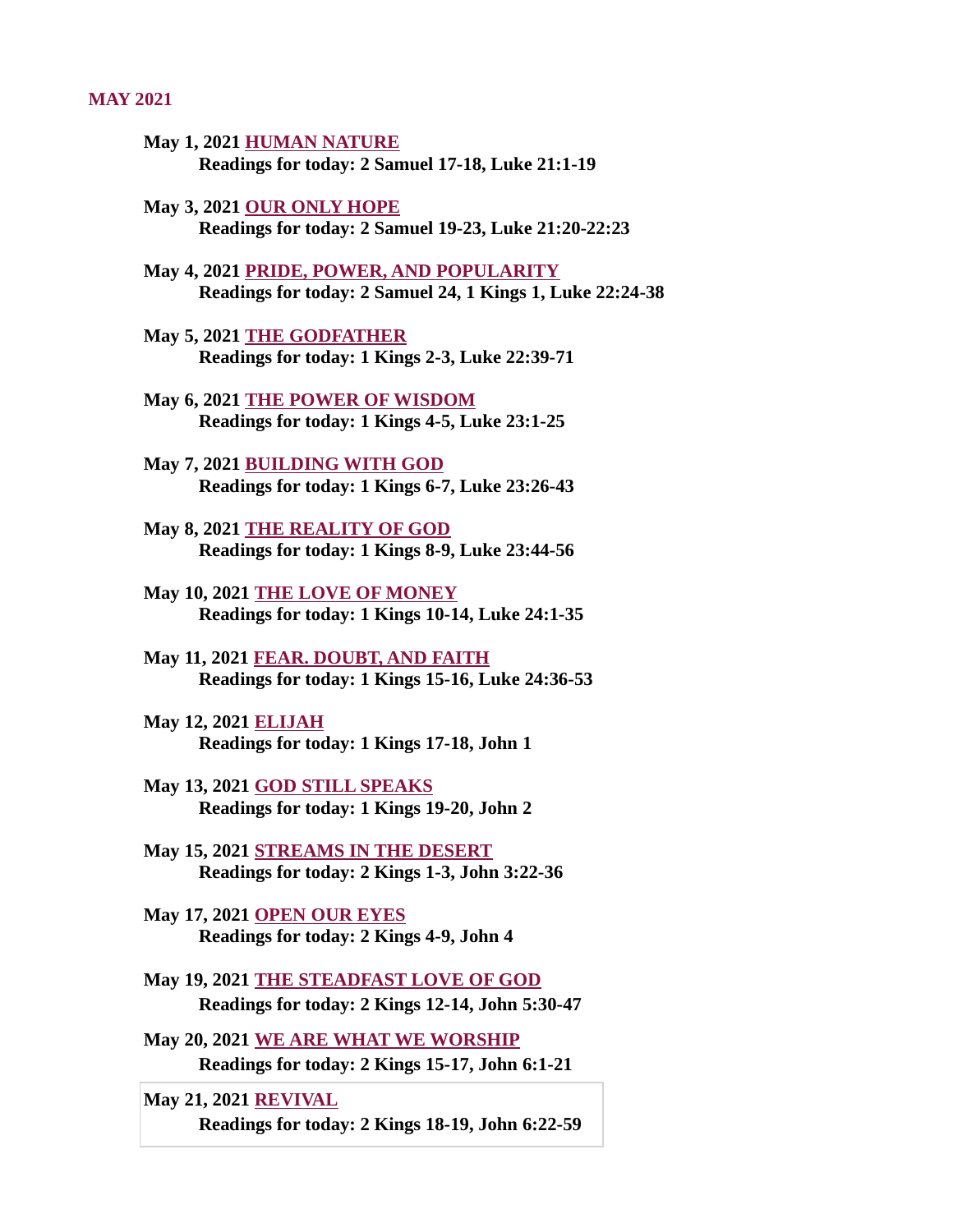## MAY 2021

**May 1, 2021 HUMAN NATURE**
**Readings for today: 2 Samuel 17-18, Luke 21:1-19**

**May 3, 2021 OUR ONLY HOPE**
**Readings for today: 2 Samuel 19-23, Luke 21:20-22:23**

**May 4, 2021 PRIDE, POWER, AND POPULARITY**
**Readings for today: 2 Samuel 24, 1 Kings 1, Luke 22:24-38**

**May 5, 2021 THE GODFATHER**
**Readings for today: 1 Kings 2-3, Luke 22:39-71**

**May 6, 2021 THE POWER OF WISDOM**
**Readings for today: 1 Kings 4-5, Luke 23:1-25**

**May 7, 2021 BUILDING WITH GOD**
**Readings for today: 1 Kings 6-7, Luke 23:26-43**

**May 8, 2021 THE REALITY OF GOD**
**Readings for today: 1 Kings 8-9, Luke 23:44-56**

**May 10, 2021 THE LOVE OF MONEY**
**Readings for today: 1 Kings 10-14, Luke 24:1-35**

**May 11, 2021 FEAR. DOUBT, AND FAITH**
**Readings for today: 1 Kings 15-16, Luke 24:36-53**

**May 12, 2021 ELIJAH**
**Readings for today: 1 Kings 17-18, John 1**

**May 13, 2021 GOD STILL SPEAKS**
**Readings for today: 1 Kings 19-20, John 2**

**May 15, 2021 STREAMS IN THE DESERT**
**Readings for today: 2 Kings 1-3, John 3:22-36**

**May 17, 2021 OPEN OUR EYES**
**Readings for today: 2 Kings 4-9, John 4**

**May 19, 2021 THE STEADFAST LOVE OF GOD**
**Readings for today: 2 Kings 12-14, John 5:30-47**

**May 20, 2021 WE ARE WHAT WE WORSHIP**
**Readings for today: 2 Kings 15-17, John 6:1-21**

**May 21, 2021 REVIVAL**
**Readings for today: 2 Kings 18-19, John 6:22-59**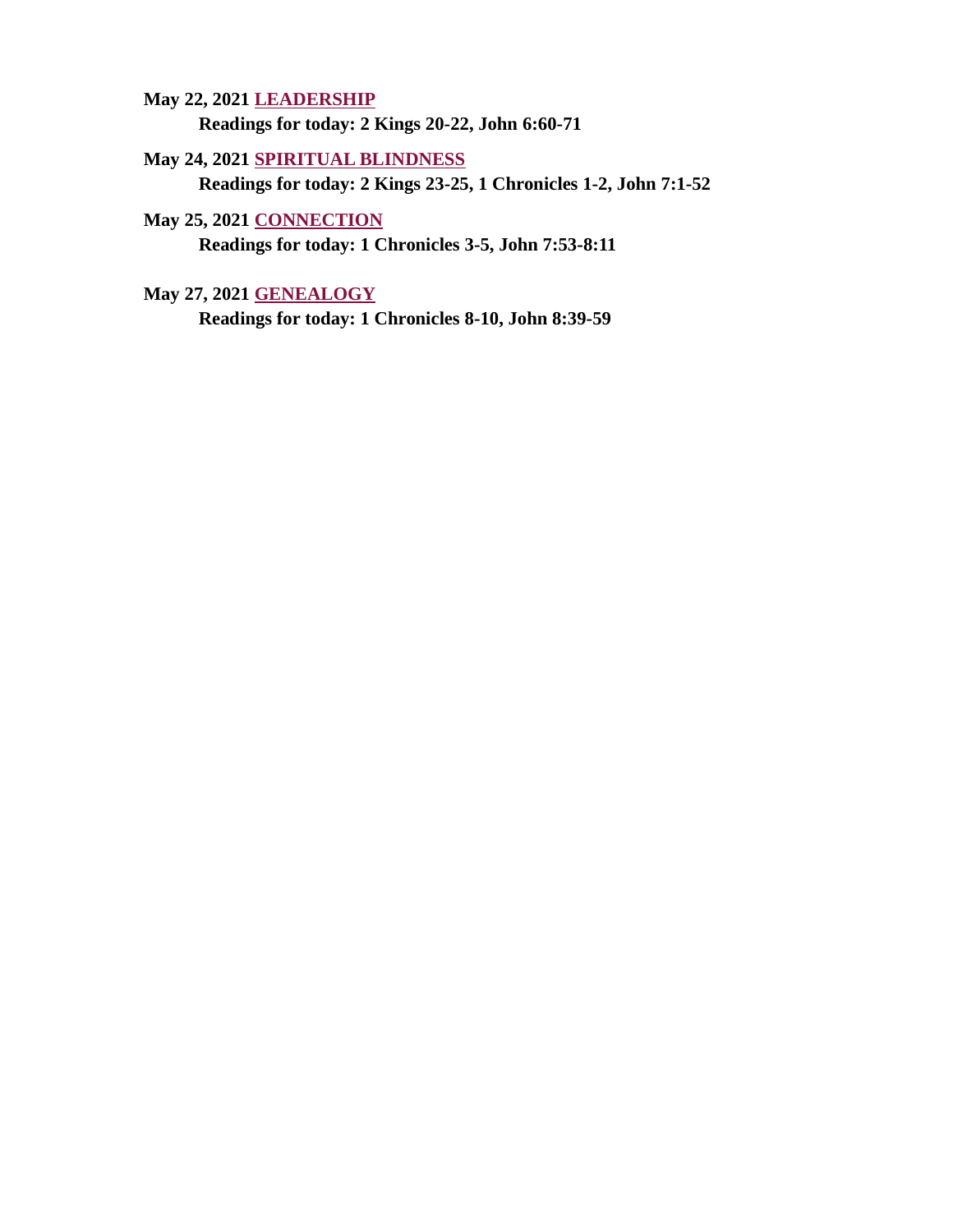**May 22, 2021 LEADERSHIP**

**Readings for today: 2 Kings 20-22, John 6:60-71**

**May 24, 2021 SPIRITUAL BLINDNESS**

**Readings for today: 2 Kings 23-25, 1 Chronicles 1-2, John 7:1-52**

**May 25, 2021 CONNECTION**

**Readings for today: 1 Chronicles 3-5, John 7:53-8:11**

**May 27, 2021 GENEALOGY**

**Readings for today: 1 Chronicles 8-10, John 8:39-59**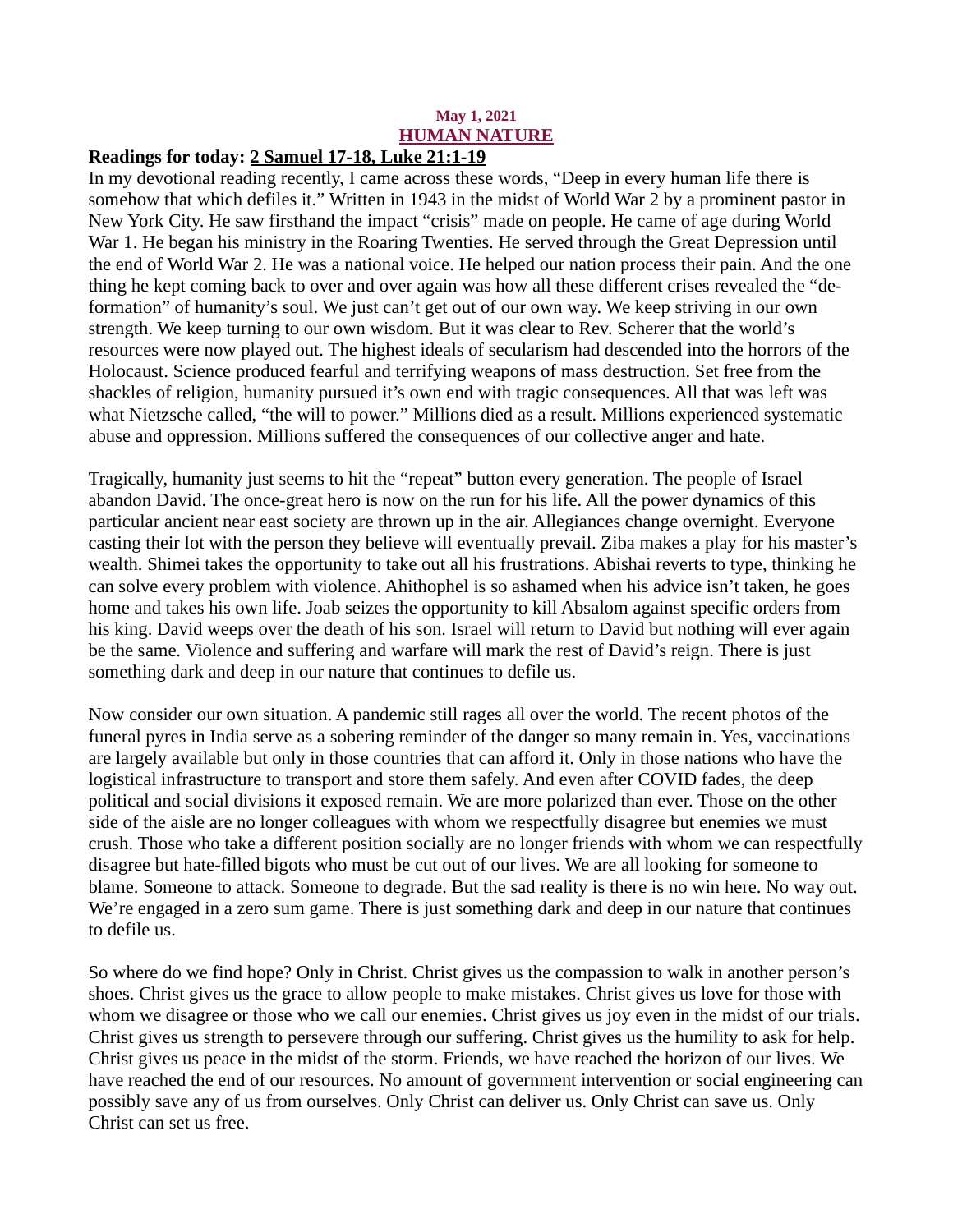**May 1, 2021**

## HUMAN NATURE

**Readings for today: 2 Samuel 17-18, Luke 21:1-19**

In my devotional reading recently, I came across these words, "Deep in every human life there is somehow that which defiles it." Written in 1943 in the midst of World War 2 by a prominent pastor in New York City. He saw firsthand the impact "crisis" made on people. He came of age during World War 1. He began his ministry in the Roaring Twenties. He served through the Great Depression until the end of World War 2. He was a national voice. He helped our nation process their pain. And the one thing he kept coming back to over and over again was how all these different crises revealed the "de-formation" of humanity's soul. We just can't get out of our own way. We keep striving in our own strength. We keep turning to our own wisdom. But it was clear to Rev. Scherer that the world's resources were now played out. The highest ideals of secularism had descended into the horrors of the Holocaust. Science produced fearful and terrifying weapons of mass destruction. Set free from the shackles of religion, humanity pursued it's own end with tragic consequences. All that was left was what Nietzsche called, "the will to power." Millions died as a result. Millions experienced systematic abuse and oppression. Millions suffered the consequences of our collective anger and hate.

Tragically, humanity just seems to hit the "repeat" button every generation. The people of Israel abandon David. The once-great hero is now on the run for his life. All the power dynamics of this particular ancient near east society are thrown up in the air. Allegiances change overnight. Everyone casting their lot with the person they believe will eventually prevail. Ziba makes a play for his master's wealth. Shimei takes the opportunity to take out all his frustrations. Abishai reverts to type, thinking he can solve every problem with violence. Ahithophel is so ashamed when his advice isn't taken, he goes home and takes his own life. Joab seizes the opportunity to kill Absalom against specific orders from his king. David weeps over the death of his son. Israel will return to David but nothing will ever again be the same. Violence and suffering and warfare will mark the rest of David's reign. There is just something dark and deep in our nature that continues to defile us.

Now consider our own situation. A pandemic still rages all over the world. The recent photos of the funeral pyres in India serve as a sobering reminder of the danger so many remain in. Yes, vaccinations are largely available but only in those countries that can afford it. Only in those nations who have the logistical infrastructure to transport and store them safely. And even after COVID fades, the deep political and social divisions it exposed remain. We are more polarized than ever. Those on the other side of the aisle are no longer colleagues with whom we respectfully disagree but enemies we must crush. Those who take a different position socially are no longer friends with whom we can respectfully disagree but hate-filled bigots who must be cut out of our lives. We are all looking for someone to blame. Someone to attack. Someone to degrade. But the sad reality is there is no win here. No way out. We're engaged in a zero sum game. There is just something dark and deep in our nature that continues to defile us.

So where do we find hope? Only in Christ. Christ gives us the compassion to walk in another person's shoes. Christ gives us the grace to allow people to make mistakes. Christ gives us love for those with whom we disagree or those who we call our enemies. Christ gives us joy even in the midst of our trials. Christ gives us strength to persevere through our suffering. Christ gives us the humility to ask for help. Christ gives us peace in the midst of the storm. Friends, we have reached the horizon of our lives. We have reached the end of our resources. No amount of government intervention or social engineering can possibly save any of us from ourselves. Only Christ can deliver us. Only Christ can save us. Only Christ can set us free.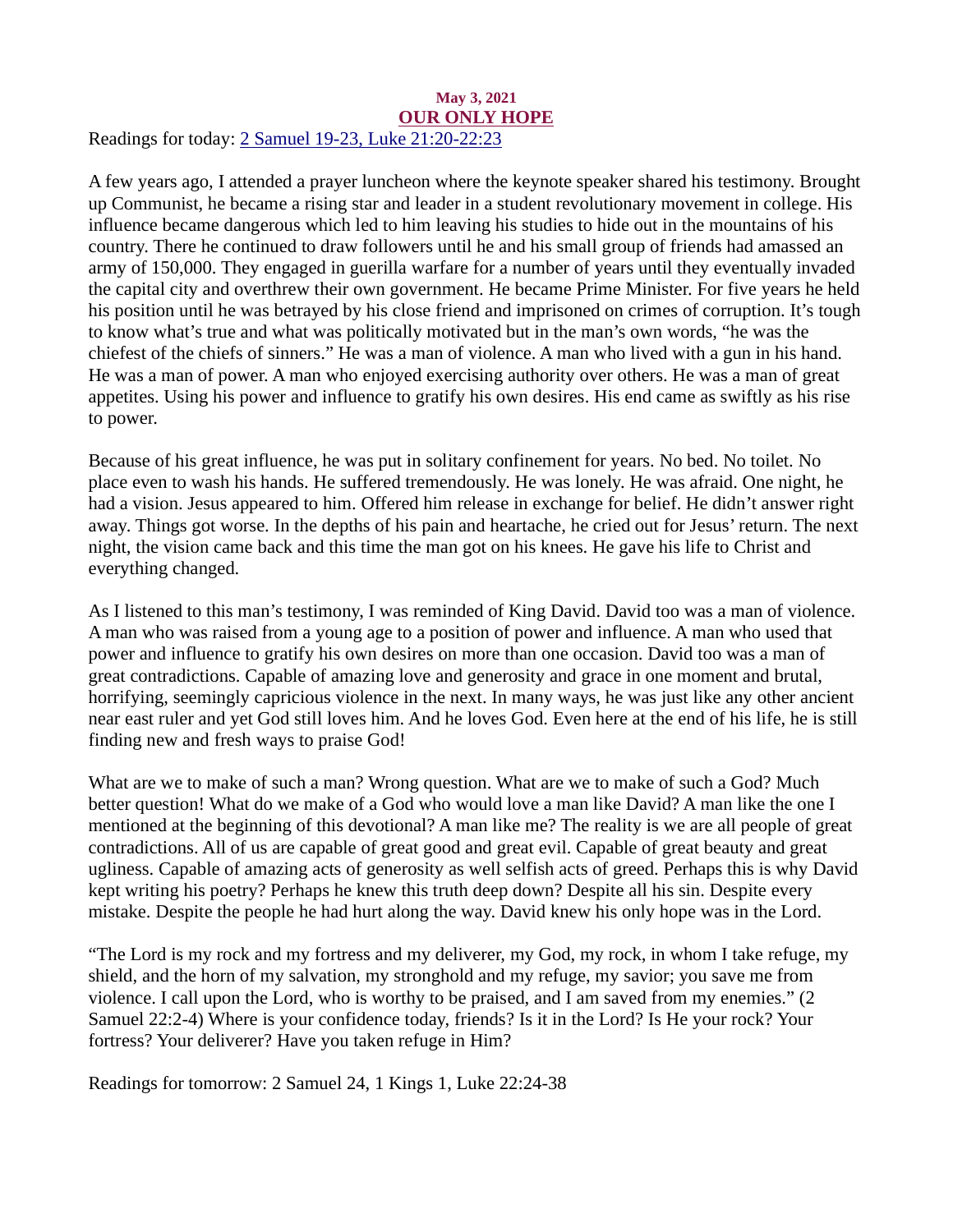**May 3, 2021**

# OUR ONLY HOPE

Readings for today: 2 Samuel 19-23, Luke 21:20-22:23

A few years ago, I attended a prayer luncheon where the keynote speaker shared his testimony. Brought up Communist, he became a rising star and leader in a student revolutionary movement in college. His influence became dangerous which led to him leaving his studies to hide out in the mountains of his country. There he continued to draw followers until he and his small group of friends had amassed an army of 150,000. They engaged in guerilla warfare for a number of years until they eventually invaded the capital city and overthrew their own government. He became Prime Minister. For five years he held his position until he was betrayed by his close friend and imprisoned on crimes of corruption. It's tough to know what's true and what was politically motivated but in the man's own words, "he was the chiefest of the chiefs of sinners." He was a man of violence. A man who lived with a gun in his hand. He was a man of power. A man who enjoyed exercising authority over others. He was a man of great appetites. Using his power and influence to gratify his own desires. His end came as swiftly as his rise to power.

Because of his great influence, he was put in solitary confinement for years. No bed. No toilet. No place even to wash his hands. He suffered tremendously. He was lonely. He was afraid. One night, he had a vision. Jesus appeared to him. Offered him release in exchange for belief. He didn't answer right away. Things got worse. In the depths of his pain and heartache, he cried out for Jesus' return. The next night, the vision came back and this time the man got on his knees. He gave his life to Christ and everything changed.

As I listened to this man's testimony, I was reminded of King David. David too was a man of violence. A man who was raised from a young age to a position of power and influence. A man who used that power and influence to gratify his own desires on more than one occasion. David too was a man of great contradictions. Capable of amazing love and generosity and grace in one moment and brutal, horrifying, seemingly capricious violence in the next. In many ways, he was just like any other ancient near east ruler and yet God still loves him. And he loves God. Even here at the end of his life, he is still finding new and fresh ways to praise God!

What are we to make of such a man? Wrong question. What are we to make of such a God? Much better question! What do we make of a God who would love a man like David? A man like the one I mentioned at the beginning of this devotional? A man like me? The reality is we are all people of great contradictions. All of us are capable of great good and great evil. Capable of great beauty and great ugliness. Capable of amazing acts of generosity as well selfish acts of greed. Perhaps this is why David kept writing his poetry? Perhaps he knew this truth deep down? Despite all his sin. Despite every mistake. Despite the people he had hurt along the way. David knew his only hope was in the Lord.

"The Lord is my rock and my fortress and my deliverer, my God, my rock, in whom I take refuge, my shield, and the horn of my salvation, my stronghold and my refuge, my savior; you save me from violence. I call upon the Lord, who is worthy to be praised, and I am saved from my enemies." (2 Samuel 22:2-4) Where is your confidence today, friends? Is it in the Lord? Is He your rock? Your fortress? Your deliverer? Have you taken refuge in Him?

Readings for tomorrow: 2 Samuel 24, 1 Kings 1, Luke 22:24-38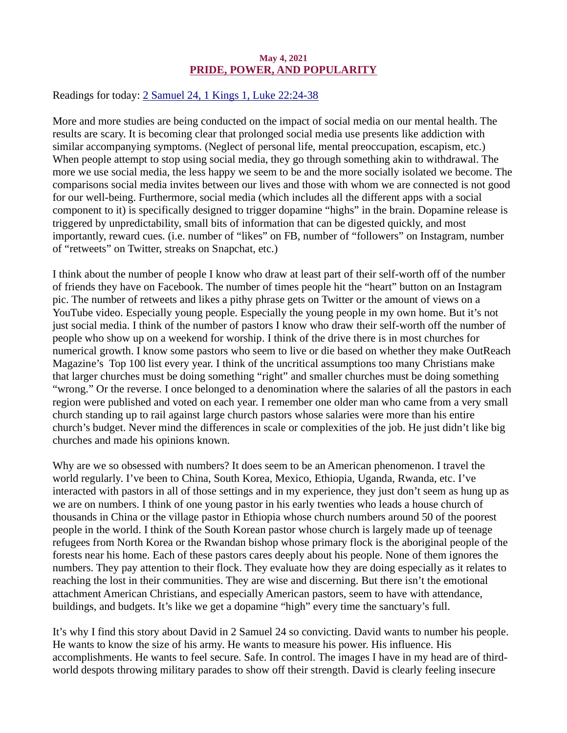**May 4, 2021**

## PRIDE, POWER, AND POPULARITY

Readings for today: [2 Samuel 24, 1 Kings 1, Luke 22:24-38]

More and more studies are being conducted on the impact of social media on our mental health. The results are scary. It is becoming clear that prolonged social media use presents like addiction with similar accompanying symptoms. (Neglect of personal life, mental preoccupation, escapism, etc.) When people attempt to stop using social media, they go through something akin to withdrawal. The more we use social media, the less happy we seem to be and the more socially isolated we become. The comparisons social media invites between our lives and those with whom we are connected is not good for our well-being. Furthermore, social media (which includes all the different apps with a social component to it) is specifically designed to trigger dopamine "highs" in the brain. Dopamine release is triggered by unpredictability, small bits of information that can be digested quickly, and most importantly, reward cues. (i.e. number of "likes" on FB, number of "followers" on Instagram, number of "retweets" on Twitter, streaks on Snapchat, etc.)

I think about the number of people I know who draw at least part of their self-worth off of the number of friends they have on Facebook. The number of times people hit the "heart" button on an Instagram pic. The number of retweets and likes a pithy phrase gets on Twitter or the amount of views on a YouTube video. Especially young people. Especially the young people in my own home. But it's not just social media. I think of the number of pastors I know who draw their self-worth off the number of people who show up on a weekend for worship. I think of the drive there is in most churches for numerical growth. I know some pastors who seem to live or die based on whether they make OutReach Magazine's Top 100 list every year. I think of the uncritical assumptions too many Christians make that larger churches must be doing something "right" and smaller churches must be doing something "wrong." Or the reverse. I once belonged to a denomination where the salaries of all the pastors in each region were published and voted on each year. I remember one older man who came from a very small church standing up to rail against large church pastors whose salaries were more than his entire church's budget. Never mind the differences in scale or complexities of the job. He just didn't like big churches and made his opinions known.

Why are we so obsessed with numbers? It does seem to be an American phenomenon. I travel the world regularly. I've been to China, South Korea, Mexico, Ethiopia, Uganda, Rwanda, etc. I've interacted with pastors in all of those settings and in my experience, they just don't seem as hung up as we are on numbers. I think of one young pastor in his early twenties who leads a house church of thousands in China or the village pastor in Ethiopia whose church numbers around 50 of the poorest people in the world. I think of the South Korean pastor whose church is largely made up of teenage refugees from North Korea or the Rwandan bishop whose primary flock is the aboriginal people of the forests near his home. Each of these pastors cares deeply about his people. None of them ignores the numbers. They pay attention to their flock. They evaluate how they are doing especially as it relates to reaching the lost in their communities. They are wise and discerning. But there isn't the emotional attachment American Christians, and especially American pastors, seem to have with attendance, buildings, and budgets. It's like we get a dopamine "high" every time the sanctuary's full.

It's why I find this story about David in 2 Samuel 24 so convicting. David wants to number his people. He wants to know the size of his army. He wants to measure his power. His influence. His accomplishments. He wants to feel secure. Safe. In control. The images I have in my head are of third-world despots throwing military parades to show off their strength. David is clearly feeling insecure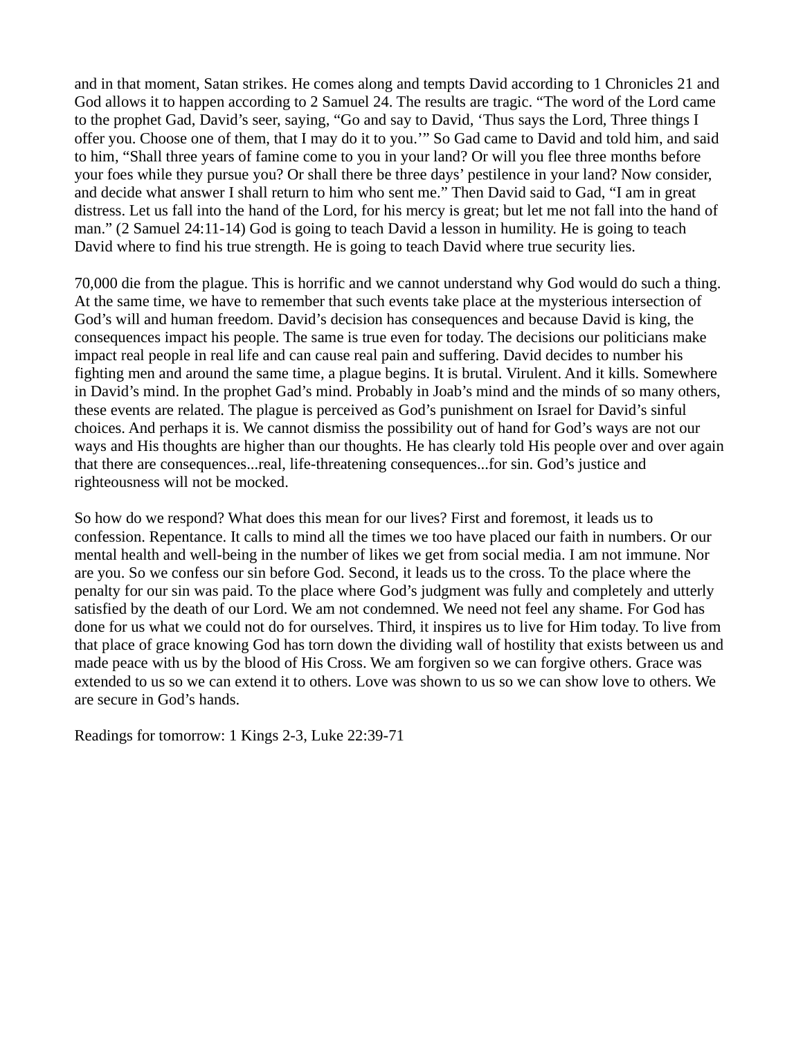and in that moment, Satan strikes. He comes along and tempts David according to 1 Chronicles 21 and God allows it to happen according to 2 Samuel 24. The results are tragic. "The word of the Lord came to the prophet Gad, David's seer, saying, "Go and say to David, 'Thus says the Lord, Three things I offer you. Choose one of them, that I may do it to you.'" So Gad came to David and told him, and said to him, "Shall three years of famine come to you in your land? Or will you flee three months before your foes while they pursue you? Or shall there be three days' pestilence in your land? Now consider, and decide what answer I shall return to him who sent me." Then David said to Gad, "I am in great distress. Let us fall into the hand of the Lord, for his mercy is great; but let me not fall into the hand of man." (2 Samuel 24:11-14) God is going to teach David a lesson in humility. He is going to teach David where to find his true strength. He is going to teach David where true security lies.

70,000 die from the plague. This is horrific and we cannot understand why God would do such a thing. At the same time, we have to remember that such events take place at the mysterious intersection of God's will and human freedom. David's decision has consequences and because David is king, the consequences impact his people. The same is true even for today. The decisions our politicians make impact real people in real life and can cause real pain and suffering. David decides to number his fighting men and around the same time, a plague begins. It is brutal. Virulent. And it kills. Somewhere in David's mind. In the prophet Gad's mind. Probably in Joab's mind and the minds of so many others, these events are related. The plague is perceived as God's punishment on Israel for David's sinful choices. And perhaps it is. We cannot dismiss the possibility out of hand for God's ways are not our ways and His thoughts are higher than our thoughts. He has clearly told His people over and over again that there are consequences...real, life-threatening consequences...for sin. God's justice and righteousness will not be mocked.

So how do we respond? What does this mean for our lives? First and foremost, it leads us to confession. Repentance. It calls to mind all the times we too have placed our faith in numbers. Or our mental health and well-being in the number of likes we get from social media. I am not immune. Nor are you. So we confess our sin before God. Second, it leads us to the cross. To the place where the penalty for our sin was paid. To the place where God's judgment was fully and completely and utterly satisfied by the death of our Lord. We am not condemned. We need not feel any shame. For God has done for us what we could not do for ourselves. Third, it inspires us to live for Him today. To live from that place of grace knowing God has torn down the dividing wall of hostility that exists between us and made peace with us by the blood of His Cross. We am forgiven so we can forgive others. Grace was extended to us so we can extend it to others. Love was shown to us so we can show love to others. We are secure in God's hands.

Readings for tomorrow: 1 Kings 2-3, Luke 22:39-71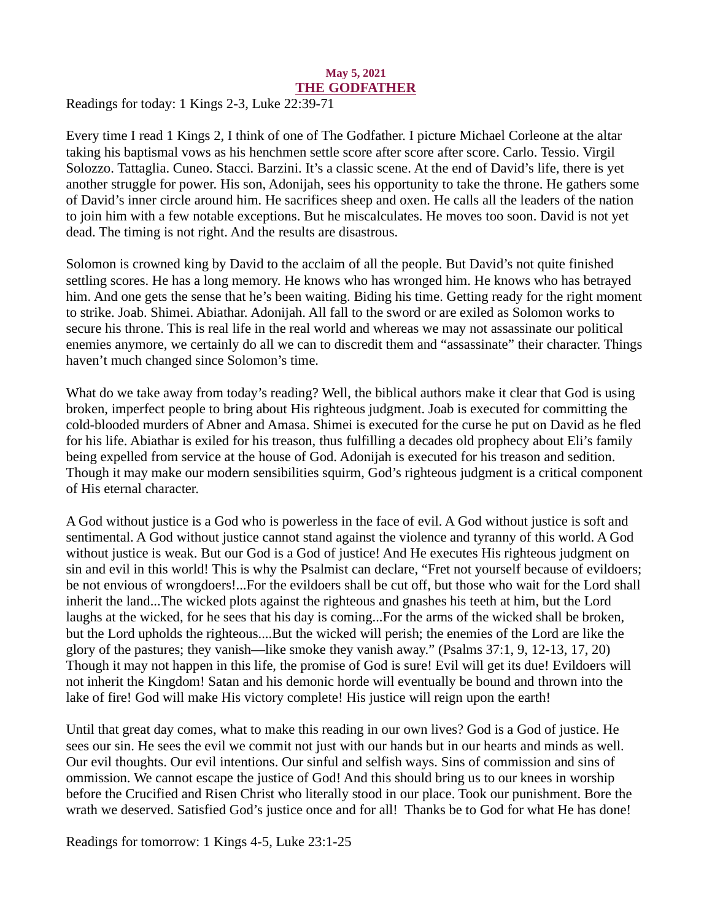**May 5, 2021**

## THE GODFATHER

Readings for today: 1 Kings 2-3, Luke 22:39-71

Every time I read 1 Kings 2, I think of one of The Godfather. I picture Michael Corleone at the altar taking his baptismal vows as his henchmen settle score after score after score. Carlo. Tessio. Virgil Solozzo. Tattaglia. Cuneo. Stacci. Barzini. It's a classic scene. At the end of David's life, there is yet another struggle for power. His son, Adonijah, sees his opportunity to take the throne. He gathers some of David's inner circle around him. He sacrifices sheep and oxen. He calls all the leaders of the nation to join him with a few notable exceptions. But he miscalculates. He moves too soon. David is not yet dead. The timing is not right. And the results are disastrous.

Solomon is crowned king by David to the acclaim of all the people. But David's not quite finished settling scores. He has a long memory. He knows who has wronged him. He knows who has betrayed him. And one gets the sense that he's been waiting. Biding his time. Getting ready for the right moment to strike. Joab. Shimei. Abiathar. Adonijah. All fall to the sword or are exiled as Solomon works to secure his throne. This is real life in the real world and whereas we may not assassinate our political enemies anymore, we certainly do all we can to discredit them and "assassinate" their character. Things haven't much changed since Solomon's time.

What do we take away from today's reading? Well, the biblical authors make it clear that God is using broken, imperfect people to bring about His righteous judgment. Joab is executed for committing the cold-blooded murders of Abner and Amasa. Shimei is executed for the curse he put on David as he fled for his life. Abiathar is exiled for his treason, thus fulfilling a decades old prophecy about Eli's family being expelled from service at the house of God. Adonijah is executed for his treason and sedition. Though it may make our modern sensibilities squirm, God's righteous judgment is a critical component of His eternal character.

A God without justice is a God who is powerless in the face of evil. A God without justice is soft and sentimental. A God without justice cannot stand against the violence and tyranny of this world. A God without justice is weak. But our God is a God of justice! And He executes His righteous judgment on sin and evil in this world! This is why the Psalmist can declare, "Fret not yourself because of evildoers; be not envious of wrongdoers!...For the evildoers shall be cut off, but those who wait for the Lord shall inherit the land...The wicked plots against the righteous and gnashes his teeth at him, but the Lord laughs at the wicked, for he sees that his day is coming...For the arms of the wicked shall be broken, but the Lord upholds the righteous....But the wicked will perish; the enemies of the Lord are like the glory of the pastures; they vanish—like smoke they vanish away." (Psalms 37:1, 9, 12-13, 17, 20) Though it may not happen in this life, the promise of God is sure! Evil will get its due! Evildoers will not inherit the Kingdom! Satan and his demonic horde will eventually be bound and thrown into the lake of fire! God will make His victory complete! His justice will reign upon the earth!

Until that great day comes, what to make this reading in our own lives? God is a God of justice. He sees our sin. He sees the evil we commit not just with our hands but in our hearts and minds as well. Our evil thoughts. Our evil intentions. Our sinful and selfish ways. Sins of commission and sins of ommission. We cannot escape the justice of God! And this should bring us to our knees in worship before the Crucified and Risen Christ who literally stood in our place. Took our punishment. Bore the wrath we deserved. Satisfied God's justice once and for all! Thanks be to God for what He has done!

Readings for tomorrow: 1 Kings 4-5, Luke 23:1-25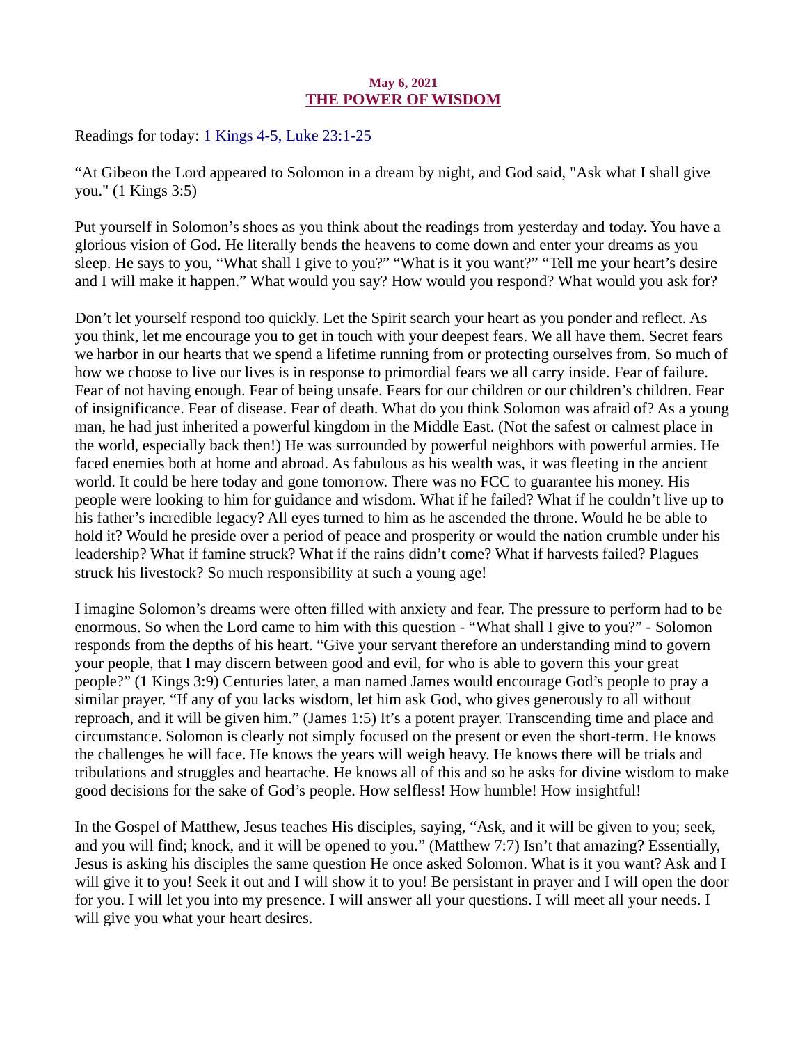**May 6, 2021**

## THE POWER OF WISDOM

Readings for today: [1 Kings 4-5, Luke 23:1-25]

“At Gibeon the Lord appeared to Solomon in a dream by night, and God said, "Ask what I shall give you." (1 Kings 3:5)

Put yourself in Solomon’s shoes as you think about the readings from yesterday and today. You have a glorious vision of God. He literally bends the heavens to come down and enter your dreams as you sleep. He says to you, “What shall I give to you?” “What is it you want?” “Tell me your heart’s desire and I will make it happen.” What would you say? How would you respond? What would you ask for?

Don’t let yourself respond too quickly. Let the Spirit search your heart as you ponder and reflect. As you think, let me encourage you to get in touch with your deepest fears. We all have them. Secret fears we harbor in our hearts that we spend a lifetime running from or protecting ourselves from. So much of how we choose to live our lives is in response to primordial fears we all carry inside. Fear of failure. Fear of not having enough. Fear of being unsafe. Fears for our children or our children’s children. Fear of insignificance. Fear of disease. Fear of death. What do you think Solomon was afraid of? As a young man, he had just inherited a powerful kingdom in the Middle East. (Not the safest or calmest place in the world, especially back then!) He was surrounded by powerful neighbors with powerful armies. He faced enemies both at home and abroad. As fabulous as his wealth was, it was fleeting in the ancient world. It could be here today and gone tomorrow. There was no FCC to guarantee his money. His people were looking to him for guidance and wisdom. What if he failed? What if he couldn’t live up to his father’s incredible legacy? All eyes turned to him as he ascended the throne. Would he be able to hold it? Would he preside over a period of peace and prosperity or would the nation crumble under his leadership? What if famine struck? What if the rains didn’t come? What if harvests failed? Plagues struck his livestock? So much responsibility at such a young age!

I imagine Solomon’s dreams were often filled with anxiety and fear. The pressure to perform had to be enormous. So when the Lord came to him with this question - “What shall I give to you?” - Solomon responds from the depths of his heart. “Give your servant therefore an understanding mind to govern your people, that I may discern between good and evil, for who is able to govern this your great people?” (1 Kings 3:9) Centuries later, a man named James would encourage God’s people to pray a similar prayer. “If any of you lacks wisdom, let him ask God, who gives generously to all without reproach, and it will be given him.” (James 1:5) It’s a potent prayer. Transcending time and place and circumstance. Solomon is clearly not simply focused on the present or even the short-term. He knows the challenges he will face. He knows the years will weigh heavy. He knows there will be trials and tribulations and struggles and heartache. He knows all of this and so he asks for divine wisdom to make good decisions for the sake of God’s people. How selfless! How humble! How insightful!

In the Gospel of Matthew, Jesus teaches His disciples, saying, “Ask, and it will be given to you; seek, and you will find; knock, and it will be opened to you.” (Matthew 7:7) Isn’t that amazing? Essentially, Jesus is asking his disciples the same question He once asked Solomon. What is it you want? Ask and I will give it to you! Seek it out and I will show it to you! Be persistant in prayer and I will open the door for you. I will let you into my presence. I will answer all your questions. I will meet all your needs. I will give you what your heart desires.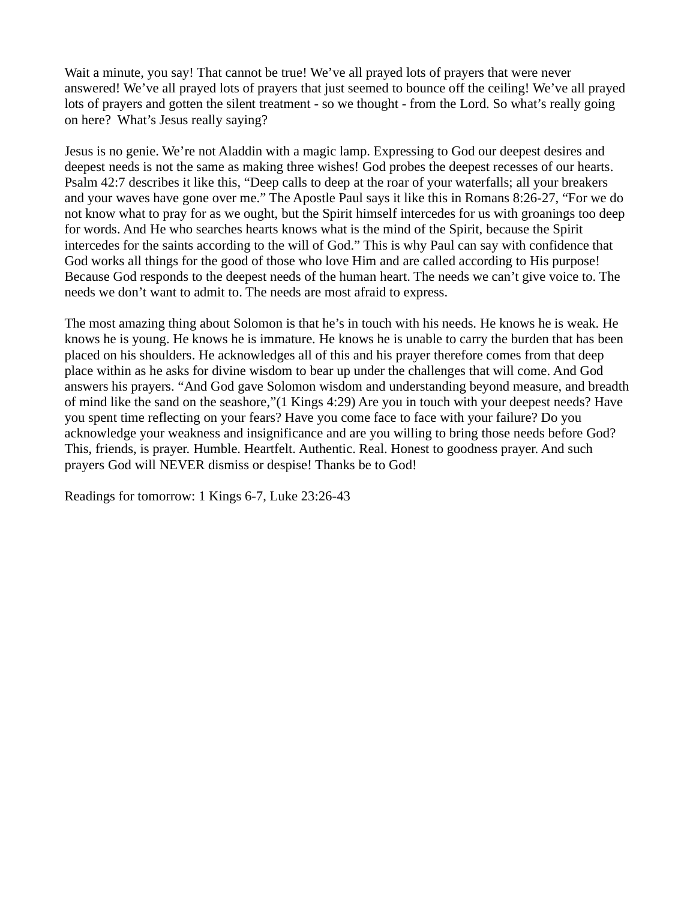Wait a minute, you say! That cannot be true! We've all prayed lots of prayers that were never answered! We've all prayed lots of prayers that just seemed to bounce off the ceiling! We've all prayed lots of prayers and gotten the silent treatment - so we thought - from the Lord. So what's really going on here?  What's Jesus really saying?

Jesus is no genie. We're not Aladdin with a magic lamp. Expressing to God our deepest desires and deepest needs is not the same as making three wishes! God probes the deepest recesses of our hearts. Psalm 42:7 describes it like this, "Deep calls to deep at the roar of your waterfalls; all your breakers and your waves have gone over me." The Apostle Paul says it like this in Romans 8:26-27, "For we do not know what to pray for as we ought, but the Spirit himself intercedes for us with groanings too deep for words. And He who searches hearts knows what is the mind of the Spirit, because the Spirit intercedes for the saints according to the will of God." This is why Paul can say with confidence that God works all things for the good of those who love Him and are called according to His purpose! Because God responds to the deepest needs of the human heart. The needs we can't give voice to. The needs we don't want to admit to. The needs are most afraid to express.

The most amazing thing about Solomon is that he's in touch with his needs. He knows he is weak. He knows he is young. He knows he is immature. He knows he is unable to carry the burden that has been placed on his shoulders. He acknowledges all of this and his prayer therefore comes from that deep place within as he asks for divine wisdom to bear up under the challenges that will come. And God answers his prayers. "And God gave Solomon wisdom and understanding beyond measure, and breadth of mind like the sand on the seashore,"(1 Kings 4:29) Are you in touch with your deepest needs? Have you spent time reflecting on your fears? Have you come face to face with your failure? Do you acknowledge your weakness and insignificance and are you willing to bring those needs before God? This, friends, is prayer. Humble. Heartfelt. Authentic. Real. Honest to goodness prayer. And such prayers God will NEVER dismiss or despise! Thanks be to God!

Readings for tomorrow: 1 Kings 6-7, Luke 23:26-43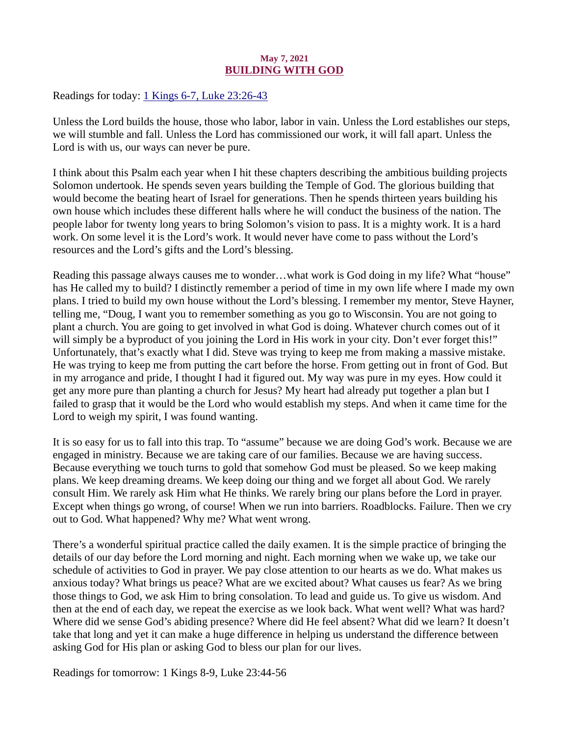**May 7, 2021**

## BUILDING WITH GOD

Readings for today: 1 Kings 6-7, Luke 23:26-43

Unless the Lord builds the house, those who labor, labor in vain. Unless the Lord establishes our steps, we will stumble and fall. Unless the Lord has commissioned our work, it will fall apart. Unless the Lord is with us, our ways can never be pure.

I think about this Psalm each year when I hit these chapters describing the ambitious building projects Solomon undertook. He spends seven years building the Temple of God. The glorious building that would become the beating heart of Israel for generations. Then he spends thirteen years building his own house which includes these different halls where he will conduct the business of the nation. The people labor for twenty long years to bring Solomon's vision to pass. It is a mighty work. It is a hard work. On some level it is the Lord's work. It would never have come to pass without the Lord's resources and the Lord's gifts and the Lord's blessing.

Reading this passage always causes me to wonder…what work is God doing in my life? What "house" has He called my to build? I distinctly remember a period of time in my own life where I made my own plans. I tried to build my own house without the Lord's blessing. I remember my mentor, Steve Hayner, telling me, "Doug, I want you to remember something as you go to Wisconsin. You are not going to plant a church. You are going to get involved in what God is doing. Whatever church comes out of it will simply be a byproduct of you joining the Lord in His work in your city. Don't ever forget this!" Unfortunately, that's exactly what I did. Steve was trying to keep me from making a massive mistake. He was trying to keep me from putting the cart before the horse. From getting out in front of God. But in my arrogance and pride, I thought I had it figured out. My way was pure in my eyes. How could it get any more pure than planting a church for Jesus? My heart had already put together a plan but I failed to grasp that it would be the Lord who would establish my steps. And when it came time for the Lord to weigh my spirit, I was found wanting.

It is so easy for us to fall into this trap. To "assume" because we are doing God's work. Because we are engaged in ministry. Because we are taking care of our families. Because we are having success. Because everything we touch turns to gold that somehow God must be pleased. So we keep making plans. We keep dreaming dreams. We keep doing our thing and we forget all about God. We rarely consult Him. We rarely ask Him what He thinks. We rarely bring our plans before the Lord in prayer. Except when things go wrong, of course! When we run into barriers. Roadblocks. Failure. Then we cry out to God. What happened? Why me? What went wrong.

There's a wonderful spiritual practice called the daily examen. It is the simple practice of bringing the details of our day before the Lord morning and night. Each morning when we wake up, we take our schedule of activities to God in prayer. We pay close attention to our hearts as we do. What makes us anxious today? What brings us peace? What are we excited about? What causes us fear? As we bring those things to God, we ask Him to bring consolation. To lead and guide us. To give us wisdom. And then at the end of each day, we repeat the exercise as we look back. What went well? What was hard? Where did we sense God's abiding presence? Where did He feel absent? What did we learn? It doesn't take that long and yet it can make a huge difference in helping us understand the difference between asking God for His plan or asking God to bless our plan for our lives.

Readings for tomorrow: 1 Kings 8-9, Luke 23:44-56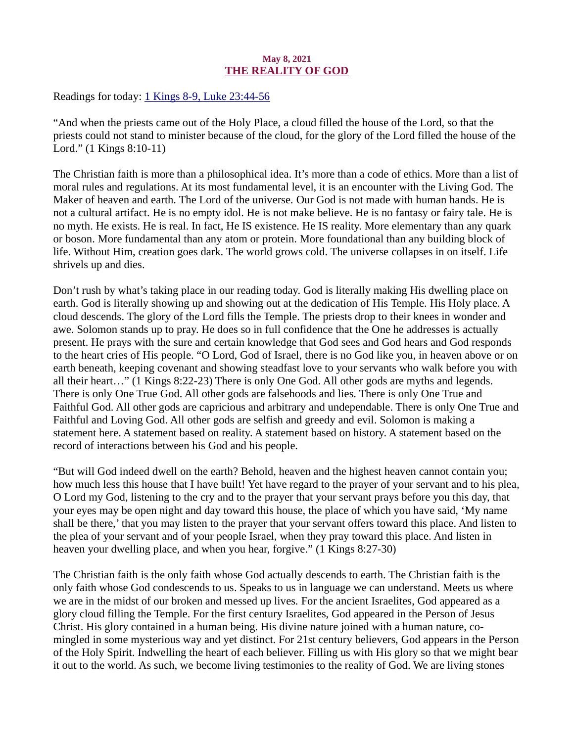May 8, 2021

# THE REALITY OF GOD

Readings for today: [1 Kings 8-9, Luke 23:44-56]

"And when the priests came out of the Holy Place, a cloud filled the house of the Lord, so that the priests could not stand to minister because of the cloud, for the glory of the Lord filled the house of the Lord." (1 Kings 8:10-11)

The Christian faith is more than a philosophical idea. It's more than a code of ethics. More than a list of moral rules and regulations. At its most fundamental level, it is an encounter with the Living God. The Maker of heaven and earth. The Lord of the universe. Our God is not made with human hands. He is not a cultural artifact. He is no empty idol. He is not make believe. He is no fantasy or fairy tale. He is no myth. He exists. He is real. In fact, He IS existence. He IS reality. More elementary than any quark or boson. More fundamental than any atom or protein. More foundational than any building block of life. Without Him, creation goes dark. The world grows cold. The universe collapses in on itself. Life shrivels up and dies.

Don't rush by what's taking place in our reading today. God is literally making His dwelling place on earth. God is literally showing up and showing out at the dedication of His Temple. His Holy place. A cloud descends. The glory of the Lord fills the Temple. The priests drop to their knees in wonder and awe. Solomon stands up to pray. He does so in full confidence that the One he addresses is actually present. He prays with the sure and certain knowledge that God sees and God hears and God responds to the heart cries of His people. "O Lord, God of Israel, there is no God like you, in heaven above or on earth beneath, keeping covenant and showing steadfast love to your servants who walk before you with all their heart…" (1 Kings 8:22-23) There is only One God. All other gods are myths and legends. There is only One True God. All other gods are falsehoods and lies. There is only One True and Faithful God. All other gods are capricious and arbitrary and undependable. There is only One True and Faithful and Loving God. All other gods are selfish and greedy and evil. Solomon is making a statement here. A statement based on reality. A statement based on history. A statement based on the record of interactions between his God and his people.

"But will God indeed dwell on the earth? Behold, heaven and the highest heaven cannot contain you; how much less this house that I have built! Yet have regard to the prayer of your servant and to his plea, O Lord my God, listening to the cry and to the prayer that your servant prays before you this day, that your eyes may be open night and day toward this house, the place of which you have said, 'My name shall be there,' that you may listen to the prayer that your servant offers toward this place. And listen to the plea of your servant and of your people Israel, when they pray toward this place. And listen in heaven your dwelling place, and when you hear, forgive." (1 Kings 8:27-30)

The Christian faith is the only faith whose God actually descends to earth. The Christian faith is the only faith whose God condescends to us. Speaks to us in language we can understand. Meets us where we are in the midst of our broken and messed up lives. For the ancient Israelites, God appeared as a glory cloud filling the Temple. For the first century Israelites, God appeared in the Person of Jesus Christ. His glory contained in a human being. His divine nature joined with a human nature, co-mingled in some mysterious way and yet distinct. For 21st century believers, God appears in the Person of the Holy Spirit. Indwelling the heart of each believer. Filling us with His glory so that we might bear it out to the world. As such, we become living testimonies to the reality of God. We are living stones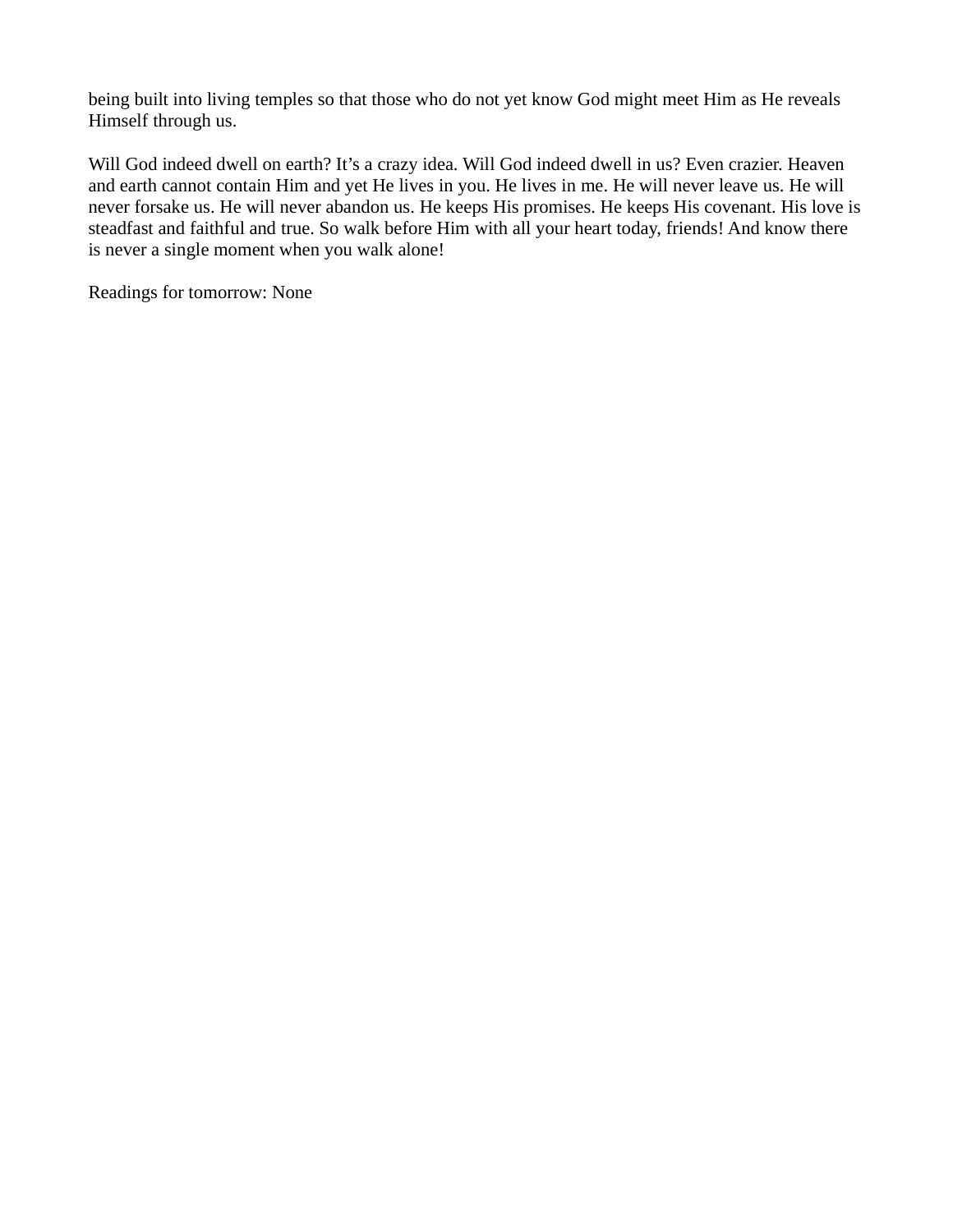being built into living temples so that those who do not yet know God might meet Him as He reveals Himself through us.

Will God indeed dwell on earth? It's a crazy idea. Will God indeed dwell in us? Even crazier. Heaven and earth cannot contain Him and yet He lives in you. He lives in me. He will never leave us. He will never forsake us. He will never abandon us. He keeps His promises. He keeps His covenant. His love is steadfast and faithful and true. So walk before Him with all your heart today, friends! And know there is never a single moment when you walk alone!

Readings for tomorrow: None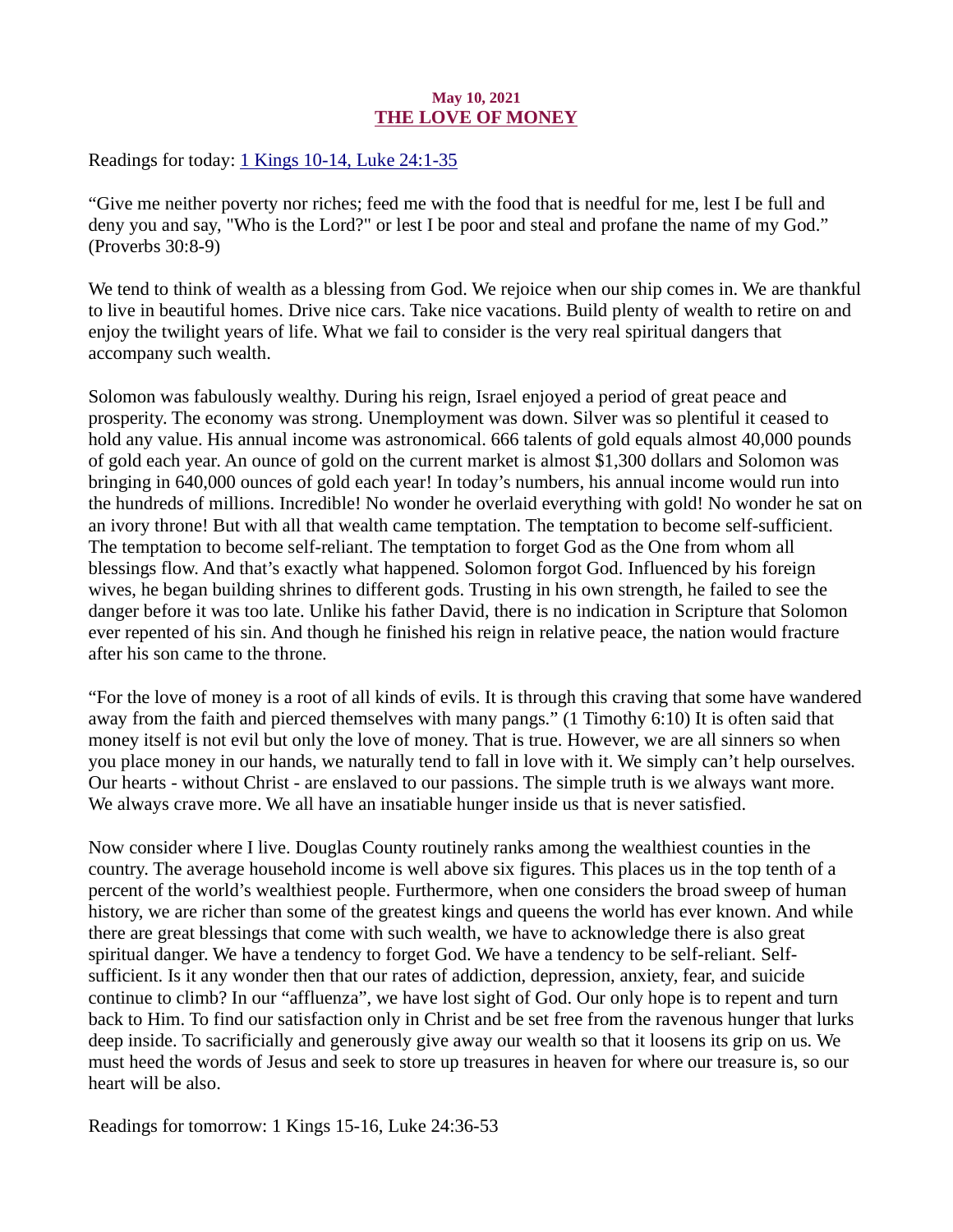**May 10, 2021**

## THE LOVE OF MONEY

Readings for today: 1 Kings 10-14, Luke 24:1-35

“Give me neither poverty nor riches; feed me with the food that is needful for me, lest I be full and deny you and say, "Who is the Lord?" or lest I be poor and steal and profane the name of my God.” (Proverbs 30:8-9)

We tend to think of wealth as a blessing from God. We rejoice when our ship comes in. We are thankful to live in beautiful homes. Drive nice cars. Take nice vacations. Build plenty of wealth to retire on and enjoy the twilight years of life. What we fail to consider is the very real spiritual dangers that accompany such wealth.

Solomon was fabulously wealthy. During his reign, Israel enjoyed a period of great peace and prosperity. The economy was strong. Unemployment was down. Silver was so plentiful it ceased to hold any value. His annual income was astronomical. 666 talents of gold equals almost 40,000 pounds of gold each year. An ounce of gold on the current market is almost $1,300 dollars and Solomon was bringing in 640,000 ounces of gold each year! In today’s numbers, his annual income would run into the hundreds of millions. Incredible! No wonder he overlaid everything with gold! No wonder he sat on an ivory throne! But with all that wealth came temptation. The temptation to become self-sufficient. The temptation to become self-reliant. The temptation to forget God as the One from whom all blessings flow. And that’s exactly what happened. Solomon forgot God. Influenced by his foreign wives, he began building shrines to different gods. Trusting in his own strength, he failed to see the danger before it was too late. Unlike his father David, there is no indication in Scripture that Solomon ever repented of his sin. And though he finished his reign in relative peace, the nation would fracture after his son came to the throne.

“For the love of money is a root of all kinds of evils. It is through this craving that some have wandered away from the faith and pierced themselves with many pangs.” (1 Timothy 6:10) It is often said that money itself is not evil but only the love of money. That is true. However, we are all sinners so when you place money in our hands, we naturally tend to fall in love with it. We simply can’t help ourselves. Our hearts - without Christ - are enslaved to our passions. The simple truth is we always want more. We always crave more. We all have an insatiable hunger inside us that is never satisfied.

Now consider where I live. Douglas County routinely ranks among the wealthiest counties in the country. The average household income is well above six figures. This places us in the top tenth of a percent of the world’s wealthiest people. Furthermore, when one considers the broad sweep of human history, we are richer than some of the greatest kings and queens the world has ever known. And while there are great blessings that come with such wealth, we have to acknowledge there is also great spiritual danger. We have a tendency to forget God. We have a tendency to be self-reliant. Self-sufficient. Is it any wonder then that our rates of addiction, depression, anxiety, fear, and suicide continue to climb? In our “affluenza”, we have lost sight of God. Our only hope is to repent and turn back to Him. To find our satisfaction only in Christ and be set free from the ravenous hunger that lurks deep inside. To sacrificially and generously give away our wealth so that it loosens its grip on us. We must heed the words of Jesus and seek to store up treasures in heaven for where our treasure is, so our heart will be also.

Readings for tomorrow: 1 Kings 15-16, Luke 24:36-53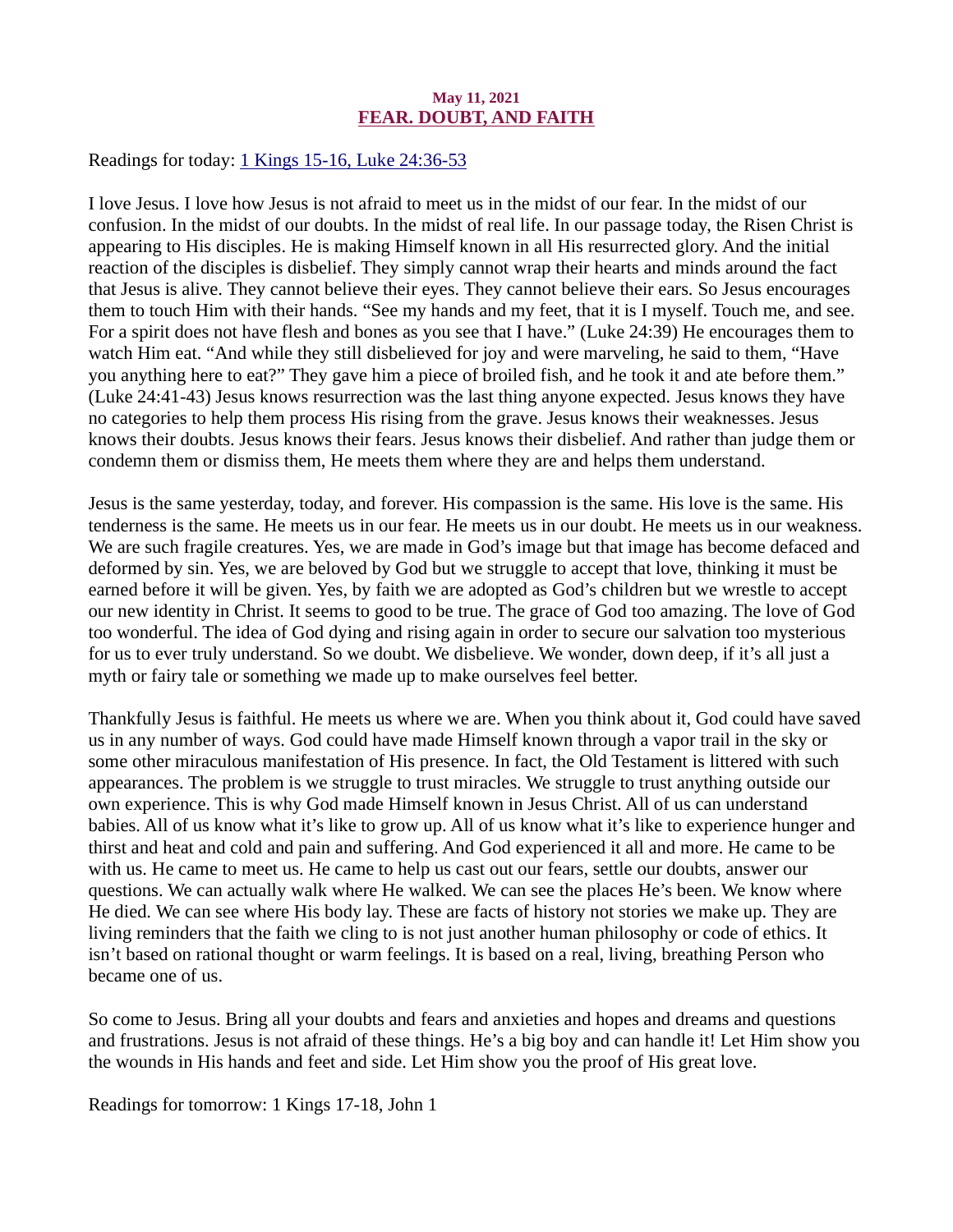**May 11, 2021**

## FEAR. DOUBT, AND FAITH

Readings for today: 1 Kings 15-16, Luke 24:36-53

I love Jesus. I love how Jesus is not afraid to meet us in the midst of our fear. In the midst of our confusion. In the midst of our doubts. In the midst of real life. In our passage today, the Risen Christ is appearing to His disciples. He is making Himself known in all His resurrected glory. And the initial reaction of the disciples is disbelief. They simply cannot wrap their hearts and minds around the fact that Jesus is alive. They cannot believe their eyes. They cannot believe their ears. So Jesus encourages them to touch Him with their hands. "See my hands and my feet, that it is I myself. Touch me, and see. For a spirit does not have flesh and bones as you see that I have." (Luke 24:39) He encourages them to watch Him eat. "And while they still disbelieved for joy and were marveling, he said to them, "Have you anything here to eat?" They gave him a piece of broiled fish, and he took it and ate before them." (Luke 24:41-43) Jesus knows resurrection was the last thing anyone expected. Jesus knows they have no categories to help them process His rising from the grave. Jesus knows their weaknesses. Jesus knows their doubts. Jesus knows their fears. Jesus knows their disbelief. And rather than judge them or condemn them or dismiss them, He meets them where they are and helps them understand.

Jesus is the same yesterday, today, and forever. His compassion is the same. His love is the same. His tenderness is the same. He meets us in our fear. He meets us in our doubt. He meets us in our weakness. We are such fragile creatures. Yes, we are made in God's image but that image has become defaced and deformed by sin. Yes, we are beloved by God but we struggle to accept that love, thinking it must be earned before it will be given. Yes, by faith we are adopted as God's children but we wrestle to accept our new identity in Christ. It seems to good to be true. The grace of God too amazing. The love of God too wonderful. The idea of God dying and rising again in order to secure our salvation too mysterious for us to ever truly understand. So we doubt. We disbelieve. We wonder, down deep, if it's all just a myth or fairy tale or something we made up to make ourselves feel better.

Thankfully Jesus is faithful. He meets us where we are. When you think about it, God could have saved us in any number of ways. God could have made Himself known through a vapor trail in the sky or some other miraculous manifestation of His presence. In fact, the Old Testament is littered with such appearances. The problem is we struggle to trust miracles. We struggle to trust anything outside our own experience. This is why God made Himself known in Jesus Christ. All of us can understand babies. All of us know what it's like to grow up. All of us know what it's like to experience hunger and thirst and heat and cold and pain and suffering. And God experienced it all and more. He came to be with us. He came to meet us. He came to help us cast out our fears, settle our doubts, answer our questions. We can actually walk where He walked. We can see the places He's been. We know where He died. We can see where His body lay. These are facts of history not stories we make up. They are living reminders that the faith we cling to is not just another human philosophy or code of ethics. It isn't based on rational thought or warm feelings. It is based on a real, living, breathing Person who became one of us.

So come to Jesus. Bring all your doubts and fears and anxieties and hopes and dreams and questions and frustrations. Jesus is not afraid of these things. He's a big boy and can handle it! Let Him show you the wounds in His hands and feet and side. Let Him show you the proof of His great love.

Readings for tomorrow: 1 Kings 17-18, John 1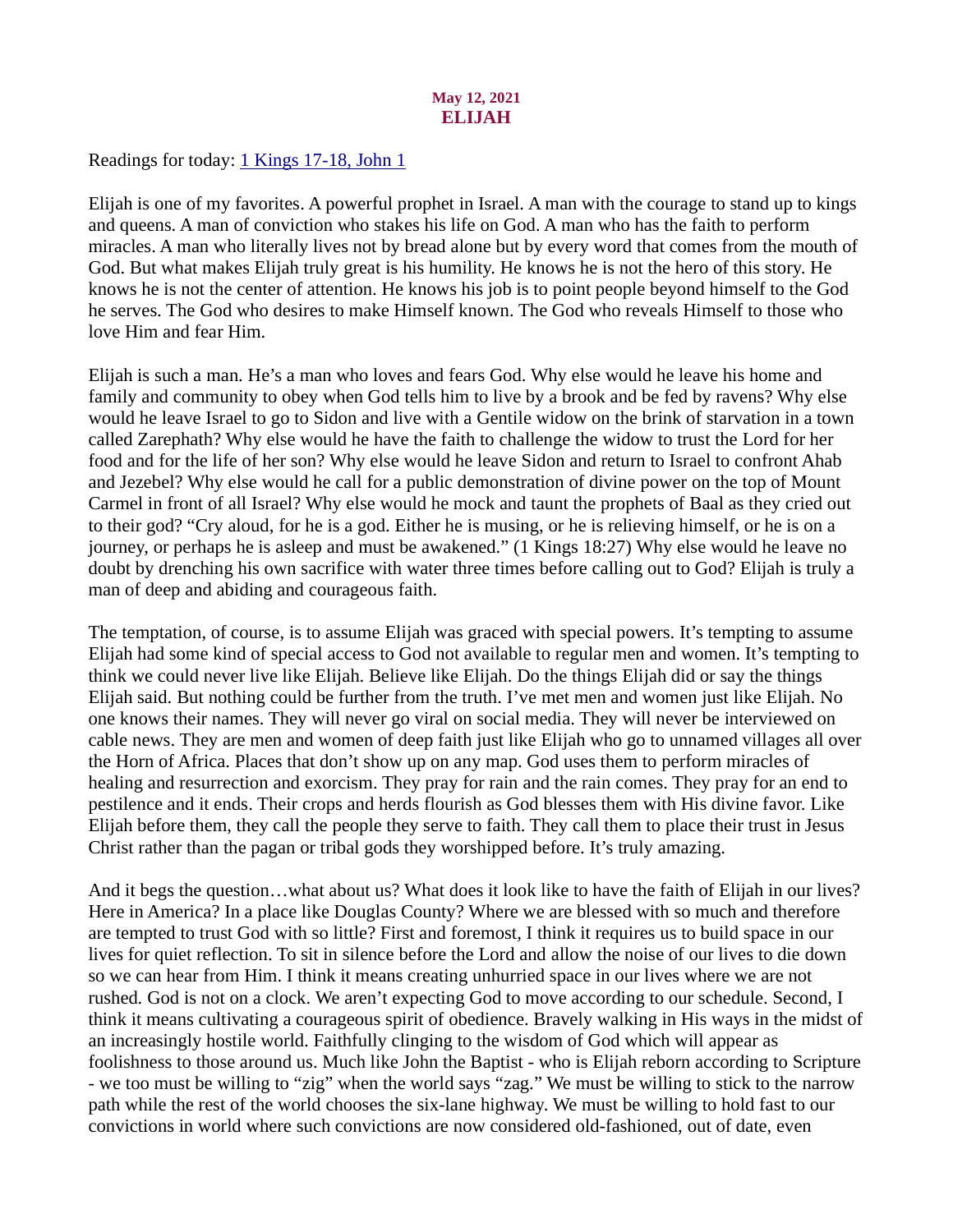**May 12, 2021**

# ELIJAH

Readings for today: [1 Kings 17-18, John 1]()

Elijah is one of my favorites. A powerful prophet in Israel. A man with the courage to stand up to kings and queens. A man of conviction who stakes his life on God. A man who has the faith to perform miracles. A man who literally lives not by bread alone but by every word that comes from the mouth of God. But what makes Elijah truly great is his humility. He knows he is not the hero of this story. He knows he is not the center of attention. He knows his job is to point people beyond himself to the God he serves. The God who desires to make Himself known. The God who reveals Himself to those who love Him and fear Him.

Elijah is such a man. He's a man who loves and fears God. Why else would he leave his home and family and community to obey when God tells him to live by a brook and be fed by ravens? Why else would he leave Israel to go to Sidon and live with a Gentile widow on the brink of starvation in a town called Zarephath? Why else would he have the faith to challenge the widow to trust the Lord for her food and for the life of her son? Why else would he leave Sidon and return to Israel to confront Ahab and Jezebel? Why else would he call for a public demonstration of divine power on the top of Mount Carmel in front of all Israel? Why else would he mock and taunt the prophets of Baal as they cried out to their god? "Cry aloud, for he is a god. Either he is musing, or he is relieving himself, or he is on a journey, or perhaps he is asleep and must be awakened." (1 Kings 18:27) Why else would he leave no doubt by drenching his own sacrifice with water three times before calling out to God? Elijah is truly a man of deep and abiding and courageous faith.

The temptation, of course, is to assume Elijah was graced with special powers. It's tempting to assume Elijah had some kind of special access to God not available to regular men and women. It's tempting to think we could never live like Elijah. Believe like Elijah. Do the things Elijah did or say the things Elijah said. But nothing could be further from the truth. I've met men and women just like Elijah. No one knows their names. They will never go viral on social media. They will never be interviewed on cable news. They are men and women of deep faith just like Elijah who go to unnamed villages all over the Horn of Africa. Places that don't show up on any map. God uses them to perform miracles of healing and resurrection and exorcism. They pray for rain and the rain comes. They pray for an end to pestilence and it ends. Their crops and herds flourish as God blesses them with His divine favor. Like Elijah before them, they call the people they serve to faith. They call them to place their trust in Jesus Christ rather than the pagan or tribal gods they worshipped before. It's truly amazing.

And it begs the question…what about us? What does it look like to have the faith of Elijah in our lives? Here in America? In a place like Douglas County? Where we are blessed with so much and therefore are tempted to trust God with so little? First and foremost, I think it requires us to build space in our lives for quiet reflection. To sit in silence before the Lord and allow the noise of our lives to die down so we can hear from Him. I think it means creating unhurried space in our lives where we are not rushed. God is not on a clock. We aren't expecting God to move according to our schedule. Second, I think it means cultivating a courageous spirit of obedience. Bravely walking in His ways in the midst of an increasingly hostile world. Faithfully clinging to the wisdom of God which will appear as foolishness to those around us. Much like John the Baptist - who is Elijah reborn according to Scripture - we too must be willing to "zig" when the world says "zag." We must be willing to stick to the narrow path while the rest of the world chooses the six-lane highway. We must be willing to hold fast to our convictions in world where such convictions are now considered old-fashioned, out of date, even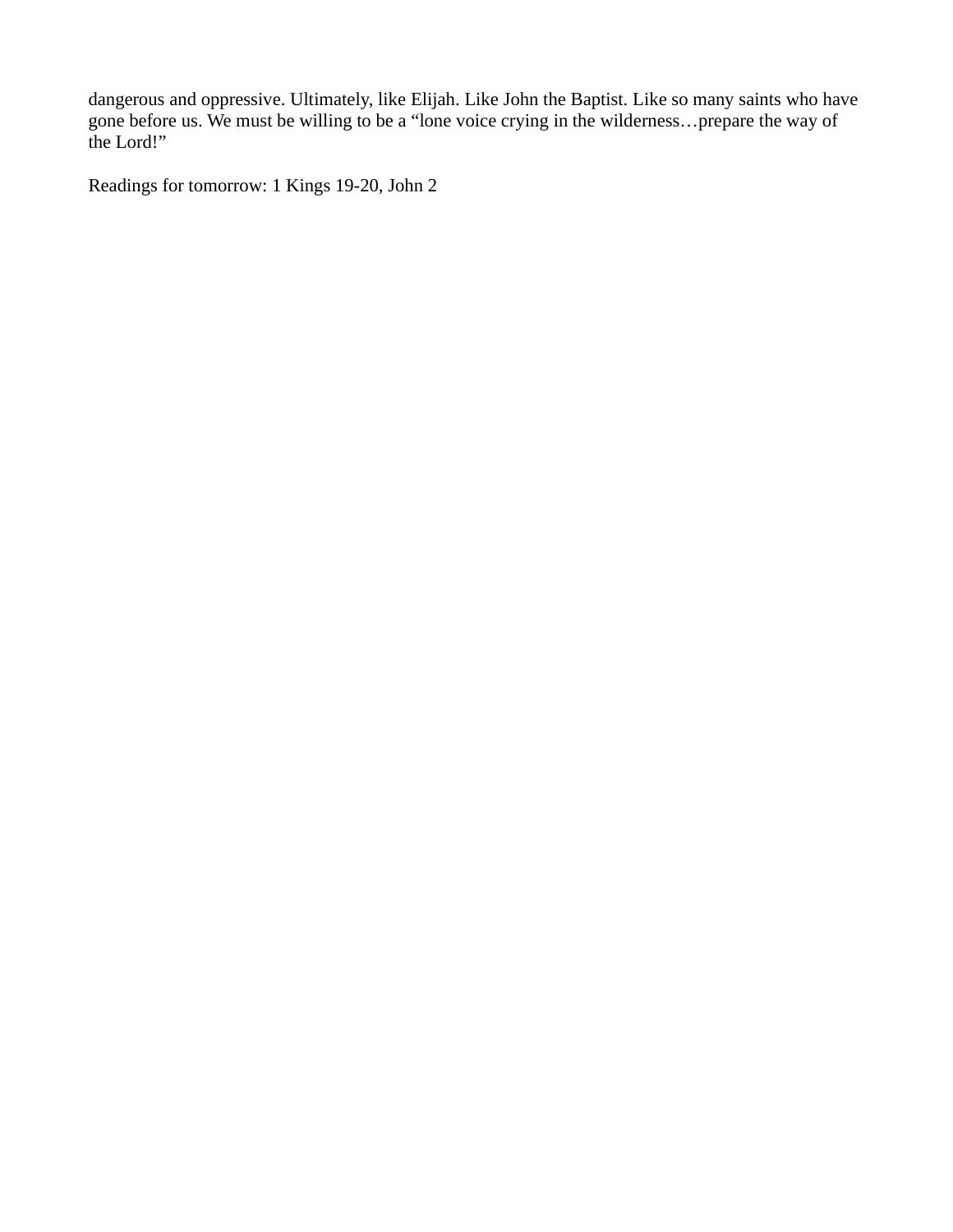dangerous and oppressive. Ultimately, like Elijah. Like John the Baptist. Like so many saints who have gone before us. We must be willing to be a "lone voice crying in the wilderness…prepare the way of the Lord!"

Readings for tomorrow: 1 Kings 19-20, John 2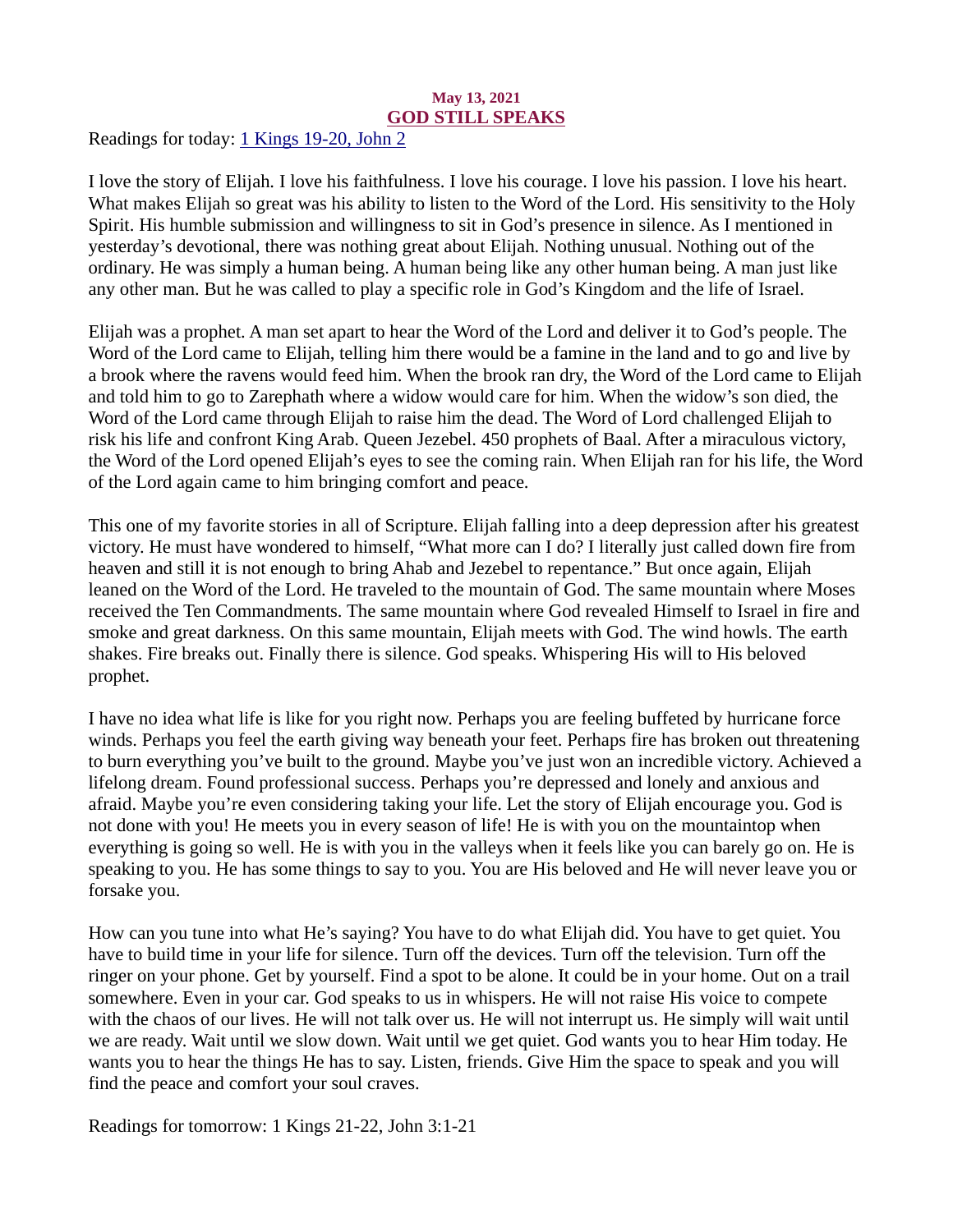**May 13, 2021**

## GOD STILL SPEAKS

Readings for today: [1 Kings 19-20, John 2]

I love the story of Elijah. I love his faithfulness. I love his courage. I love his passion. I love his heart. What makes Elijah so great was his ability to listen to the Word of the Lord. His sensitivity to the Holy Spirit. His humble submission and willingness to sit in God's presence in silence. As I mentioned in yesterday's devotional, there was nothing great about Elijah. Nothing unusual. Nothing out of the ordinary. He was simply a human being. A human being like any other human being. A man just like any other man. But he was called to play a specific role in God's Kingdom and the life of Israel.

Elijah was a prophet. A man set apart to hear the Word of the Lord and deliver it to God's people. The Word of the Lord came to Elijah, telling him there would be a famine in the land and to go and live by a brook where the ravens would feed him. When the brook ran dry, the Word of the Lord came to Elijah and told him to go to Zarephath where a widow would care for him. When the widow's son died, the Word of the Lord came through Elijah to raise him the dead. The Word of Lord challenged Elijah to risk his life and confront King Arab. Queen Jezebel. 450 prophets of Baal. After a miraculous victory, the Word of the Lord opened Elijah's eyes to see the coming rain. When Elijah ran for his life, the Word of the Lord again came to him bringing comfort and peace.

This one of my favorite stories in all of Scripture. Elijah falling into a deep depression after his greatest victory. He must have wondered to himself, "What more can I do? I literally just called down fire from heaven and still it is not enough to bring Ahab and Jezebel to repentance." But once again, Elijah leaned on the Word of the Lord. He traveled to the mountain of God. The same mountain where Moses received the Ten Commandments. The same mountain where God revealed Himself to Israel in fire and smoke and great darkness. On this same mountain, Elijah meets with God. The wind howls. The earth shakes. Fire breaks out. Finally there is silence. God speaks. Whispering His will to His beloved prophet.

I have no idea what life is like for you right now. Perhaps you are feeling buffeted by hurricane force winds. Perhaps you feel the earth giving way beneath your feet. Perhaps fire has broken out threatening to burn everything you've built to the ground. Maybe you've just won an incredible victory. Achieved a lifelong dream. Found professional success. Perhaps you're depressed and lonely and anxious and afraid. Maybe you're even considering taking your life. Let the story of Elijah encourage you. God is not done with you! He meets you in every season of life! He is with you on the mountaintop when everything is going so well. He is with you in the valleys when it feels like you can barely go on. He is speaking to you. He has some things to say to you. You are His beloved and He will never leave you or forsake you.

How can you tune into what He's saying? You have to do what Elijah did. You have to get quiet. You have to build time in your life for silence. Turn off the devices. Turn off the television. Turn off the ringer on your phone. Get by yourself. Find a spot to be alone. It could be in your home. Out on a trail somewhere. Even in your car. God speaks to us in whispers. He will not raise His voice to compete with the chaos of our lives. He will not talk over us. He will not interrupt us. He simply will wait until we are ready. Wait until we slow down. Wait until we get quiet. God wants you to hear Him today. He wants you to hear the things He has to say. Listen, friends. Give Him the space to speak and you will find the peace and comfort your soul craves.

Readings for tomorrow: 1 Kings 21-22, John 3:1-21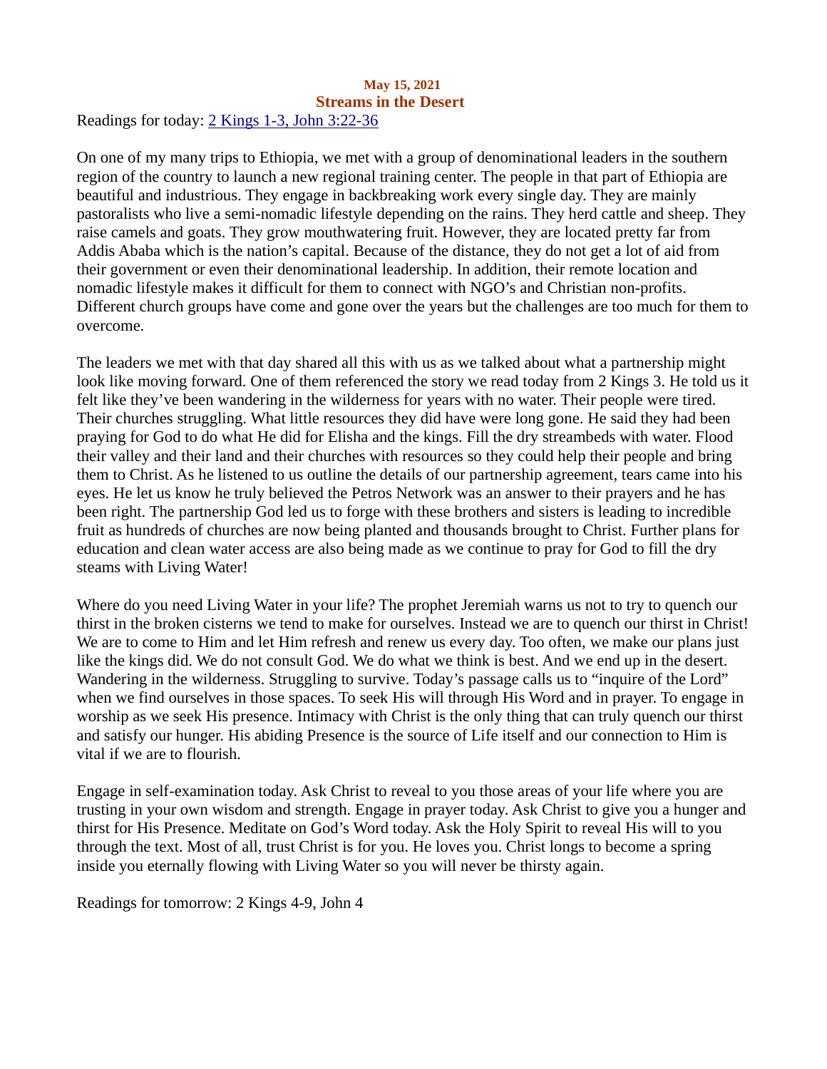**May 15, 2021**

## Streams in the Desert

Readings for today: [2 Kings 1-3, John 3:22-36]

On one of my many trips to Ethiopia, we met with a group of denominational leaders in the southern region of the country to launch a new regional training center. The people in that part of Ethiopia are beautiful and industrious. They engage in backbreaking work every single day. They are mainly pastoralists who live a semi-nomadic lifestyle depending on the rains. They herd cattle and sheep. They raise camels and goats. They grow mouthwatering fruit. However, they are located pretty far from Addis Ababa which is the nation's capital. Because of the distance, they do not get a lot of aid from their government or even their denominational leadership. In addition, their remote location and nomadic lifestyle makes it difficult for them to connect with NGO's and Christian non-profits. Different church groups have come and gone over the years but the challenges are too much for them to overcome.

The leaders we met with that day shared all this with us as we talked about what a partnership might look like moving forward. One of them referenced the story we read today from 2 Kings 3. He told us it felt like they've been wandering in the wilderness for years with no water. Their people were tired. Their churches struggling. What little resources they did have were long gone. He said they had been praying for God to do what He did for Elisha and the kings. Fill the dry streambeds with water. Flood their valley and their land and their churches with resources so they could help their people and bring them to Christ. As he listened to us outline the details of our partnership agreement, tears came into his eyes. He let us know he truly believed the Petros Network was an answer to their prayers and he has been right. The partnership God led us to forge with these brothers and sisters is leading to incredible fruit as hundreds of churches are now being planted and thousands brought to Christ. Further plans for education and clean water access are also being made as we continue to pray for God to fill the dry steams with Living Water!

Where do you need Living Water in your life? The prophet Jeremiah warns us not to try to quench our thirst in the broken cisterns we tend to make for ourselves. Instead we are to quench our thirst in Christ! We are to come to Him and let Him refresh and renew us every day. Too often, we make our plans just like the kings did. We do not consult God. We do what we think is best. And we end up in the desert. Wandering in the wilderness. Struggling to survive. Today's passage calls us to "inquire of the Lord" when we find ourselves in those spaces. To seek His will through His Word and in prayer. To engage in worship as we seek His presence. Intimacy with Christ is the only thing that can truly quench our thirst and satisfy our hunger. His abiding Presence is the source of Life itself and our connection to Him is vital if we are to flourish.

Engage in self-examination today. Ask Christ to reveal to you those areas of your life where you are trusting in your own wisdom and strength. Engage in prayer today. Ask Christ to give you a hunger and thirst for His Presence. Meditate on God's Word today. Ask the Holy Spirit to reveal His will to you through the text. Most of all, trust Christ is for you. He loves you. Christ longs to become a spring inside you eternally flowing with Living Water so you will never be thirsty again.

Readings for tomorrow: 2 Kings 4-9, John 4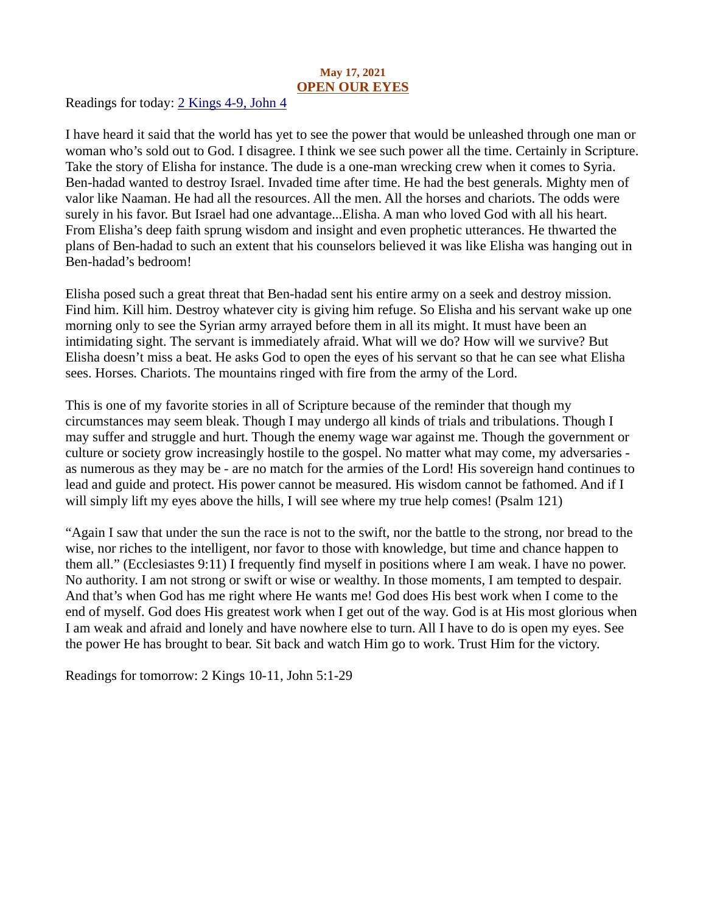**May 17, 2021**

## OPEN OUR EYES

Readings for today: [2 Kings 4-9, John 4]

I have heard it said that the world has yet to see the power that would be unleashed through one man or woman who's sold out to God. I disagree. I think we see such power all the time. Certainly in Scripture. Take the story of Elisha for instance. The dude is a one-man wrecking crew when it comes to Syria. Ben-hadad wanted to destroy Israel. Invaded time after time. He had the best generals. Mighty men of valor like Naaman. He had all the resources. All the men. All the horses and chariots. The odds were surely in his favor. But Israel had one advantage...Elisha. A man who loved God with all his heart. From Elisha's deep faith sprung wisdom and insight and even prophetic utterances. He thwarted the plans of Ben-hadad to such an extent that his counselors believed it was like Elisha was hanging out in Ben-hadad's bedroom!

Elisha posed such a great threat that Ben-hadad sent his entire army on a seek and destroy mission. Find him. Kill him. Destroy whatever city is giving him refuge. So Elisha and his servant wake up one morning only to see the Syrian army arrayed before them in all its might. It must have been an intimidating sight. The servant is immediately afraid. What will we do? How will we survive? But Elisha doesn't miss a beat. He asks God to open the eyes of his servant so that he can see what Elisha sees. Horses. Chariots. The mountains ringed with fire from the army of the Lord.

This is one of my favorite stories in all of Scripture because of the reminder that though my circumstances may seem bleak. Though I may undergo all kinds of trials and tribulations. Though I may suffer and struggle and hurt. Though the enemy wage war against me. Though the government or culture or society grow increasingly hostile to the gospel. No matter what may come, my adversaries - as numerous as they may be - are no match for the armies of the Lord! His sovereign hand continues to lead and guide and protect. His power cannot be measured. His wisdom cannot be fathomed. And if I will simply lift my eyes above the hills, I will see where my true help comes! (Psalm 121)

"Again I saw that under the sun the race is not to the swift, nor the battle to the strong, nor bread to the wise, nor riches to the intelligent, nor favor to those with knowledge, but time and chance happen to them all." (Ecclesiastes 9:11) I frequently find myself in positions where I am weak. I have no power. No authority. I am not strong or swift or wise or wealthy. In those moments, I am tempted to despair. And that's when God has me right where He wants me! God does His best work when I come to the end of myself. God does His greatest work when I get out of the way. God is at His most glorious when I am weak and afraid and lonely and have nowhere else to turn. All I have to do is open my eyes. See the power He has brought to bear. Sit back and watch Him go to work. Trust Him for the victory.

Readings for tomorrow: 2 Kings 10-11, John 5:1-29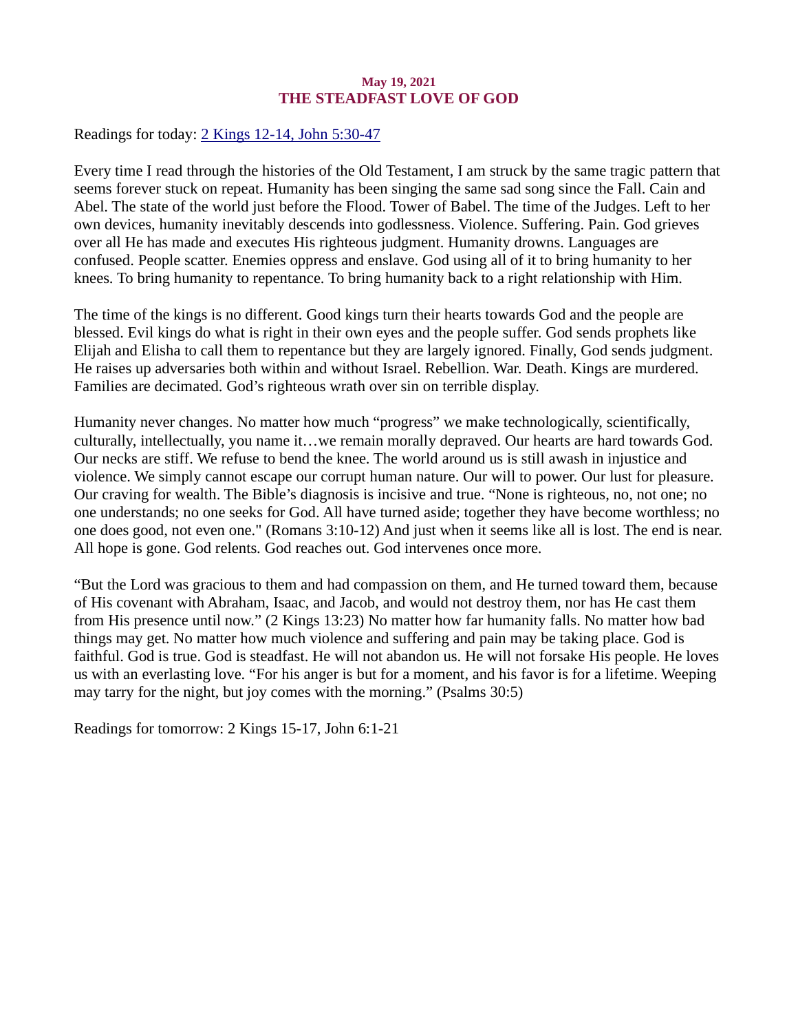**May 19, 2021**

# THE STEADFAST LOVE OF GOD

Readings for today: [2 Kings 12-14, John 5:30-47]

Every time I read through the histories of the Old Testament, I am struck by the same tragic pattern that seems forever stuck on repeat. Humanity has been singing the same sad song since the Fall. Cain and Abel. The state of the world just before the Flood. Tower of Babel. The time of the Judges. Left to her own devices, humanity inevitably descends into godlessness. Violence. Suffering. Pain. God grieves over all He has made and executes His righteous judgment. Humanity drowns. Languages are confused. People scatter. Enemies oppress and enslave. God using all of it to bring humanity to her knees. To bring humanity to repentance. To bring humanity back to a right relationship with Him.

The time of the kings is no different. Good kings turn their hearts towards God and the people are blessed. Evil kings do what is right in their own eyes and the people suffer. God sends prophets like Elijah and Elisha to call them to repentance but they are largely ignored. Finally, God sends judgment. He raises up adversaries both within and without Israel. Rebellion. War. Death. Kings are murdered. Families are decimated. God's righteous wrath over sin on terrible display.

Humanity never changes. No matter how much "progress" we make technologically, scientifically, culturally, intellectually, you name it…we remain morally depraved. Our hearts are hard towards God. Our necks are stiff. We refuse to bend the knee. The world around us is still awash in injustice and violence. We simply cannot escape our corrupt human nature. Our will to power. Our lust for pleasure. Our craving for wealth. The Bible's diagnosis is incisive and true. "None is righteous, no, not one; no one understands; no one seeks for God. All have turned aside; together they have become worthless; no one does good, not even one." (Romans 3:10-12) And just when it seems like all is lost. The end is near. All hope is gone. God relents. God reaches out. God intervenes once more.

"But the Lord was gracious to them and had compassion on them, and He turned toward them, because of His covenant with Abraham, Isaac, and Jacob, and would not destroy them, nor has He cast them from His presence until now." (2 Kings 13:23) No matter how far humanity falls. No matter how bad things may get. No matter how much violence and suffering and pain may be taking place. God is faithful. God is true. God is steadfast. He will not abandon us. He will not forsake His people. He loves us with an everlasting love. "For his anger is but for a moment, and his favor is for a lifetime. Weeping may tarry for the night, but joy comes with the morning." (Psalms 30:5)

Readings for tomorrow: 2 Kings 15-17, John 6:1-21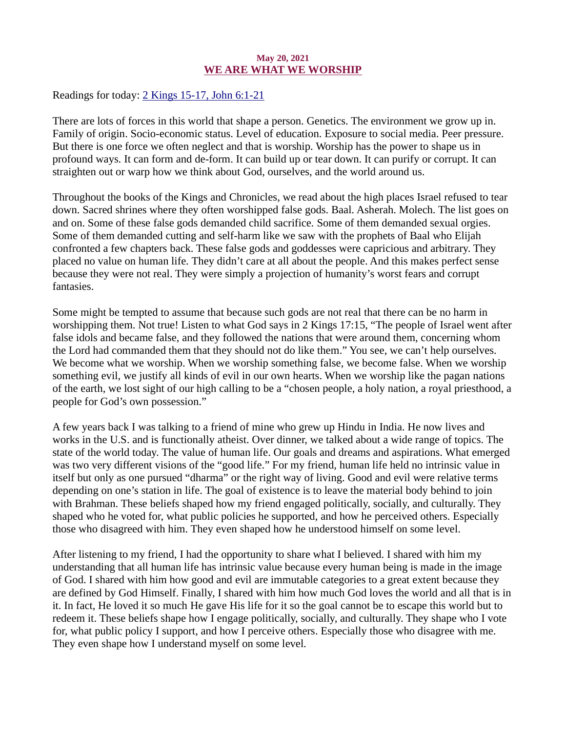May 20, 2021

# WE ARE WHAT WE WORSHIP

Readings for today: 2 Kings 15-17, John 6:1-21

There are lots of forces in this world that shape a person. Genetics. The environment we grow up in. Family of origin. Socio-economic status. Level of education. Exposure to social media. Peer pressure. But there is one force we often neglect and that is worship. Worship has the power to shape us in profound ways. It can form and de-form. It can build up or tear down. It can purify or corrupt. It can straighten out or warp how we think about God, ourselves, and the world around us.

Throughout the books of the Kings and Chronicles, we read about the high places Israel refused to tear down. Sacred shrines where they often worshipped false gods. Baal. Asherah. Molech. The list goes on and on. Some of these false gods demanded child sacrifice. Some of them demanded sexual orgies. Some of them demanded cutting and self-harm like we saw with the prophets of Baal who Elijah confronted a few chapters back. These false gods and goddesses were capricious and arbitrary. They placed no value on human life. They didn't care at all about the people. And this makes perfect sense because they were not real. They were simply a projection of humanity's worst fears and corrupt fantasies.

Some might be tempted to assume that because such gods are not real that there can be no harm in worshipping them. Not true! Listen to what God says in 2 Kings 17:15, "The people of Israel went after false idols and became false, and they followed the nations that were around them, concerning whom the Lord had commanded them that they should not do like them." You see, we can't help ourselves. We become what we worship. When we worship something false, we become false. When we worship something evil, we justify all kinds of evil in our own hearts. When we worship like the pagan nations of the earth, we lost sight of our high calling to be a "chosen people, a holy nation, a royal priesthood, a people for God's own possession."

A few years back I was talking to a friend of mine who grew up Hindu in India. He now lives and works in the U.S. and is functionally atheist. Over dinner, we talked about a wide range of topics. The state of the world today. The value of human life. Our goals and dreams and aspirations. What emerged was two very different visions of the "good life." For my friend, human life held no intrinsic value in itself but only as one pursued "dharma" or the right way of living. Good and evil were relative terms depending on one's station in life. The goal of existence is to leave the material body behind to join with Brahman. These beliefs shaped how my friend engaged politically, socially, and culturally. They shaped who he voted for, what public policies he supported, and how he perceived others. Especially those who disagreed with him. They even shaped how he understood himself on some level.

After listening to my friend, I had the opportunity to share what I believed. I shared with him my understanding that all human life has intrinsic value because every human being is made in the image of God. I shared with him how good and evil are immutable categories to a great extent because they are defined by God Himself. Finally, I shared with him how much God loves the world and all that is in it. In fact, He loved it so much He gave His life for it so the goal cannot be to escape this world but to redeem it. These beliefs shape how I engage politically, socially, and culturally. They shape who I vote for, what public policy I support, and how I perceive others. Especially those who disagree with me. They even shape how I understand myself on some level.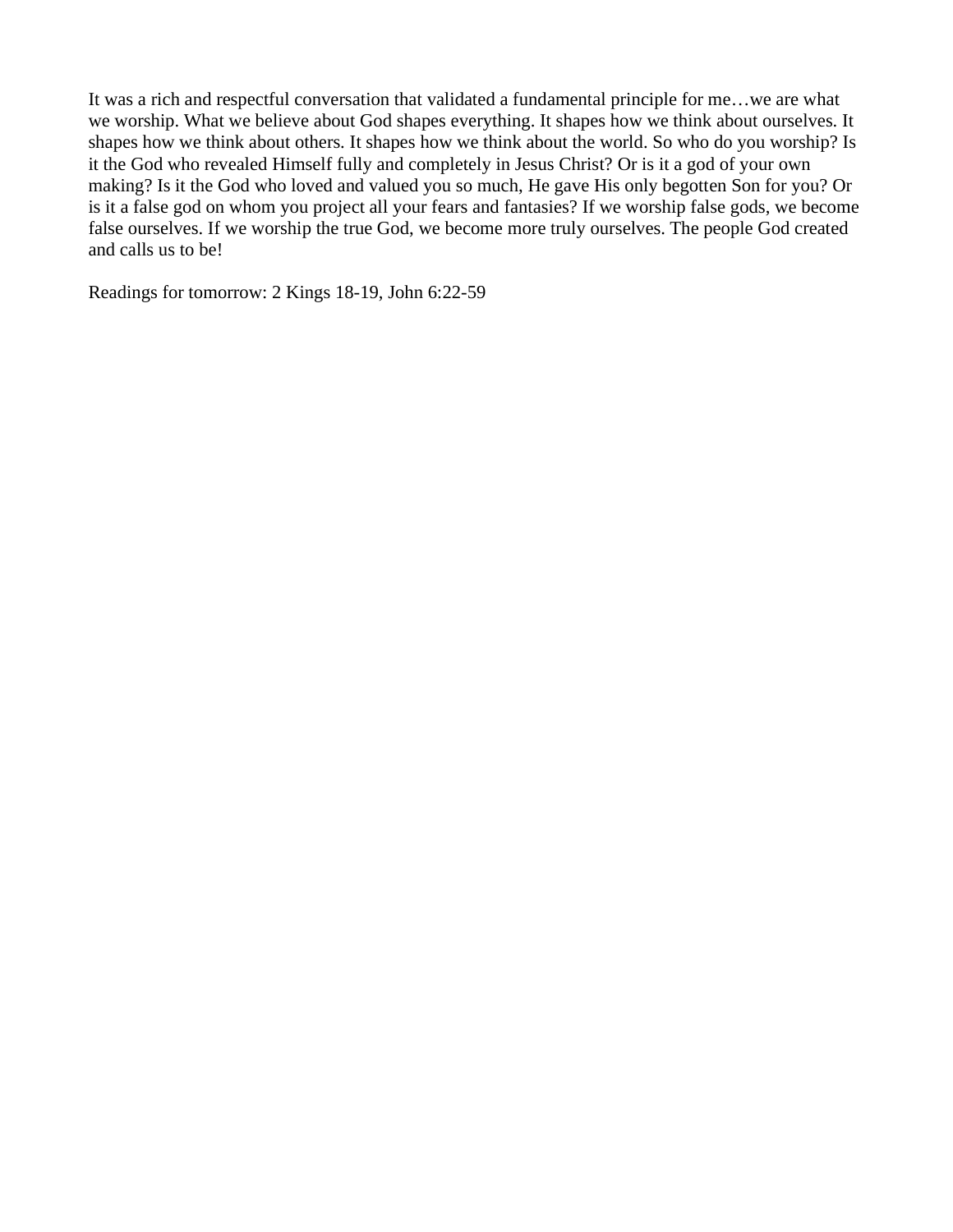It was a rich and respectful conversation that validated a fundamental principle for me…we are what we worship. What we believe about God shapes everything. It shapes how we think about ourselves. It shapes how we think about others. It shapes how we think about the world. So who do you worship? Is it the God who revealed Himself fully and completely in Jesus Christ? Or is it a god of your own making? Is it the God who loved and valued you so much, He gave His only begotten Son for you? Or is it a false god on whom you project all your fears and fantasies? If we worship false gods, we become false ourselves. If we worship the true God, we become more truly ourselves. The people God created and calls us to be!

Readings for tomorrow: 2 Kings 18-19, John 6:22-59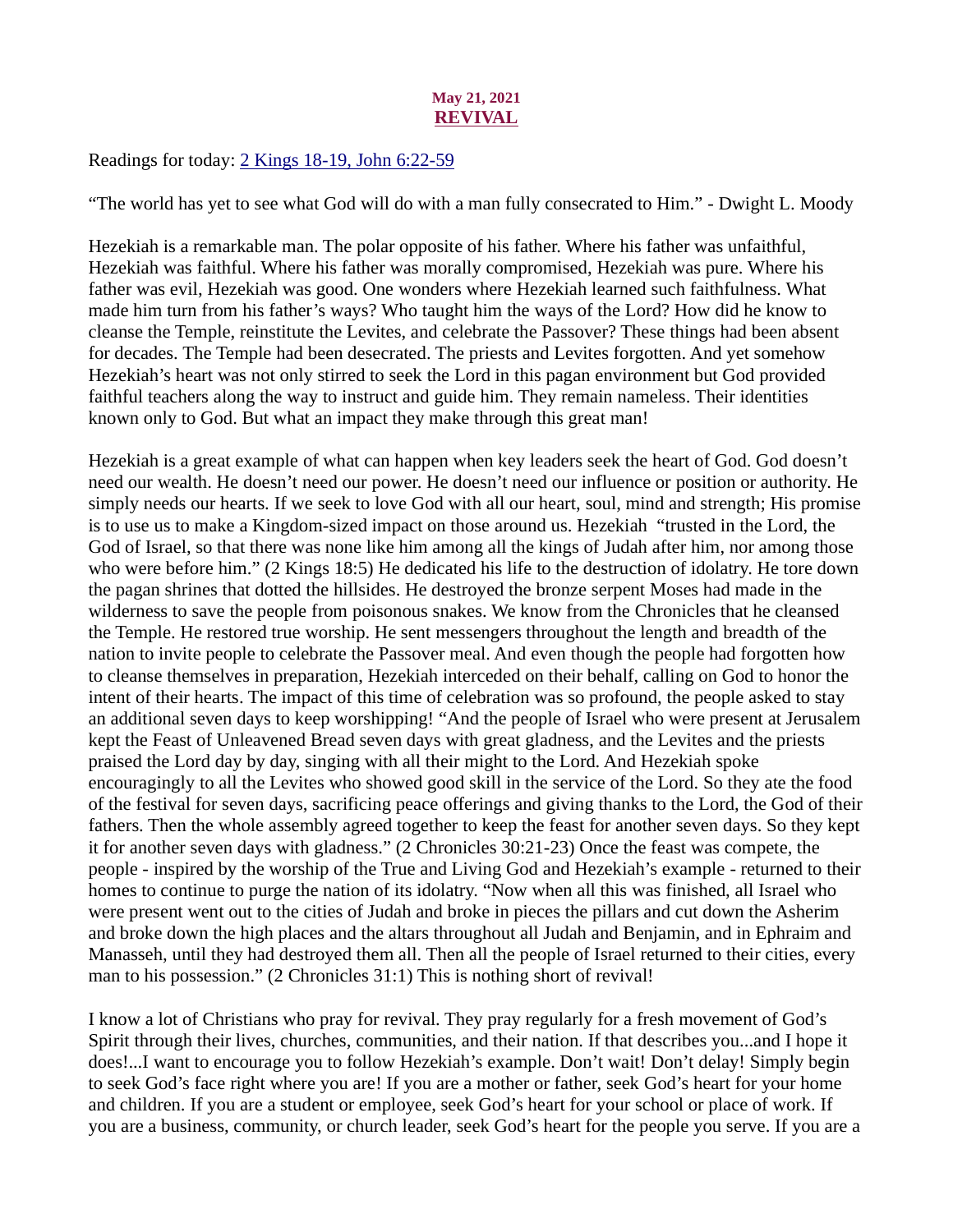May 21, 2021

# [REVIVAL]

Readings for today: [2 Kings 18-19, John 6:22-59]

"The world has yet to see what God will do with a man fully consecrated to Him." - Dwight L. Moody

Hezekiah is a remarkable man. The polar opposite of his father. Where his father was unfaithful, Hezekiah was faithful. Where his father was morally compromised, Hezekiah was pure. Where his father was evil, Hezekiah was good. One wonders where Hezekiah learned such faithfulness. What made him turn from his father's ways? Who taught him the ways of the Lord? How did he know to cleanse the Temple, reinstitute the Levites, and celebrate the Passover? These things had been absent for decades. The Temple had been desecrated. The priests and Levites forgotten. And yet somehow Hezekiah's heart was not only stirred to seek the Lord in this pagan environment but God provided faithful teachers along the way to instruct and guide him. They remain nameless. Their identities known only to God. But what an impact they make through this great man!

Hezekiah is a great example of what can happen when key leaders seek the heart of God. God doesn't need our wealth. He doesn't need our power. He doesn't need our influence or position or authority. He simply needs our hearts. If we seek to love God with all our heart, soul, mind and strength; His promise is to use us to make a Kingdom-sized impact on those around us. Hezekiah "trusted in the Lord, the God of Israel, so that there was none like him among all the kings of Judah after him, nor among those who were before him." (2 Kings 18:5) He dedicated his life to the destruction of idolatry. He tore down the pagan shrines that dotted the hillsides. He destroyed the bronze serpent Moses had made in the wilderness to save the people from poisonous snakes. We know from the Chronicles that he cleansed the Temple. He restored true worship. He sent messengers throughout the length and breadth of the nation to invite people to celebrate the Passover meal. And even though the people had forgotten how to cleanse themselves in preparation, Hezekiah interceded on their behalf, calling on God to honor the intent of their hearts. The impact of this time of celebration was so profound, the people asked to stay an additional seven days to keep worshipping! "And the people of Israel who were present at Jerusalem kept the Feast of Unleavened Bread seven days with great gladness, and the Levites and the priests praised the Lord day by day, singing with all their might to the Lord. And Hezekiah spoke encouragingly to all the Levites who showed good skill in the service of the Lord. So they ate the food of the festival for seven days, sacrificing peace offerings and giving thanks to the Lord, the God of their fathers. Then the whole assembly agreed together to keep the feast for another seven days. So they kept it for another seven days with gladness." (2 Chronicles 30:21-23) Once the feast was compete, the people - inspired by the worship of the True and Living God and Hezekiah's example - returned to their homes to continue to purge the nation of its idolatry. "Now when all this was finished, all Israel who were present went out to the cities of Judah and broke in pieces the pillars and cut down the Asherim and broke down the high places and the altars throughout all Judah and Benjamin, and in Ephraim and Manasseh, until they had destroyed them all. Then all the people of Israel returned to their cities, every man to his possession." (2 Chronicles 31:1) This is nothing short of revival!

I know a lot of Christians who pray for revival. They pray regularly for a fresh movement of God's Spirit through their lives, churches, communities, and their nation. If that describes you...and I hope it does!...I want to encourage you to follow Hezekiah's example. Don't wait! Don't delay! Simply begin to seek God's face right where you are! If you are a mother or father, seek God's heart for your home and children. If you are a student or employee, seek God's heart for your school or place of work. If you are a business, community, or church leader, seek God's heart for the people you serve. If you are a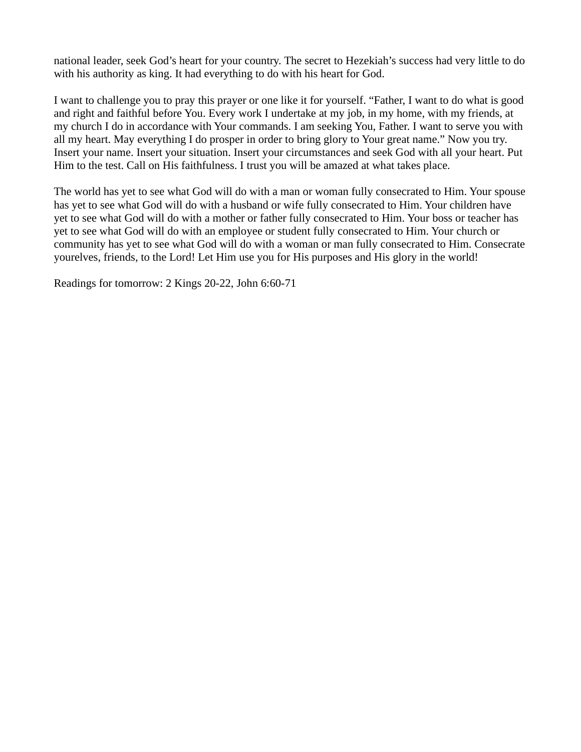national leader, seek God's heart for your country. The secret to Hezekiah's success had very little to do with his authority as king. It had everything to do with his heart for God.

I want to challenge you to pray this prayer or one like it for yourself. "Father, I want to do what is good and right and faithful before You. Every work I undertake at my job, in my home, with my friends, at my church I do in accordance with Your commands. I am seeking You, Father. I want to serve you with all my heart. May everything I do prosper in order to bring glory to Your great name." Now you try. Insert your name. Insert your situation. Insert your circumstances and seek God with all your heart. Put Him to the test. Call on His faithfulness. I trust you will be amazed at what takes place.

The world has yet to see what God will do with a man or woman fully consecrated to Him. Your spouse has yet to see what God will do with a husband or wife fully consecrated to Him. Your children have yet to see what God will do with a mother or father fully consecrated to Him. Your boss or teacher has yet to see what God will do with an employee or student fully consecrated to Him. Your church or community has yet to see what God will do with a woman or man fully consecrated to Him. Consecrate yourelves, friends, to the Lord! Let Him use you for His purposes and His glory in the world!

Readings for tomorrow: 2 Kings 20-22, John 6:60-71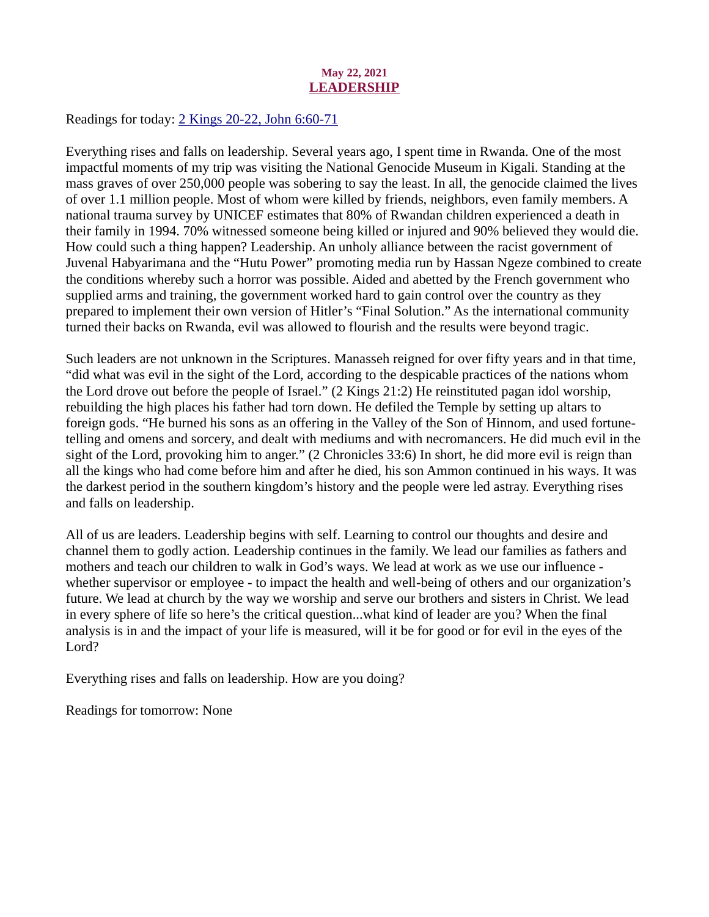May 22, 2021

# LEADERSHIP

Readings for today: [2 Kings 20-22, John 6:60-71]

Everything rises and falls on leadership. Several years ago, I spent time in Rwanda. One of the most impactful moments of my trip was visiting the National Genocide Museum in Kigali. Standing at the mass graves of over 250,000 people was sobering to say the least. In all, the genocide claimed the lives of over 1.1 million people. Most of whom were killed by friends, neighbors, even family members. A national trauma survey by UNICEF estimates that 80% of Rwandan children experienced a death in their family in 1994. 70% witnessed someone being killed or injured and 90% believed they would die. How could such a thing happen? Leadership. An unholy alliance between the racist government of Juvenal Habyarimana and the "Hutu Power" promoting media run by Hassan Ngeze combined to create the conditions whereby such a horror was possible. Aided and abetted by the French government who supplied arms and training, the government worked hard to gain control over the country as they prepared to implement their own version of Hitler's "Final Solution." As the international community turned their backs on Rwanda, evil was allowed to flourish and the results were beyond tragic.

Such leaders are not unknown in the Scriptures. Manasseh reigned for over fifty years and in that time, "did what was evil in the sight of the Lord, according to the despicable practices of the nations whom the Lord drove out before the people of Israel." (2 Kings 21:2) He reinstituted pagan idol worship, rebuilding the high places his father had torn down. He defiled the Temple by setting up altars to foreign gods. "He burned his sons as an offering in the Valley of the Son of Hinnom, and used fortune-telling and omens and sorcery, and dealt with mediums and with necromancers. He did much evil in the sight of the Lord, provoking him to anger." (2 Chronicles 33:6) In short, he did more evil is reign than all the kings who had come before him and after he died, his son Ammon continued in his ways. It was the darkest period in the southern kingdom's history and the people were led astray. Everything rises and falls on leadership.

All of us are leaders. Leadership begins with self. Learning to control our thoughts and desire and channel them to godly action. Leadership continues in the family. We lead our families as fathers and mothers and teach our children to walk in God's ways. We lead at work as we use our influence - whether supervisor or employee - to impact the health and well-being of others and our organization's future. We lead at church by the way we worship and serve our brothers and sisters in Christ. We lead in every sphere of life so here's the critical question...what kind of leader are you? When the final analysis is in and the impact of your life is measured, will it be for good or for evil in the eyes of the Lord?

Everything rises and falls on leadership. How are you doing?

Readings for tomorrow: None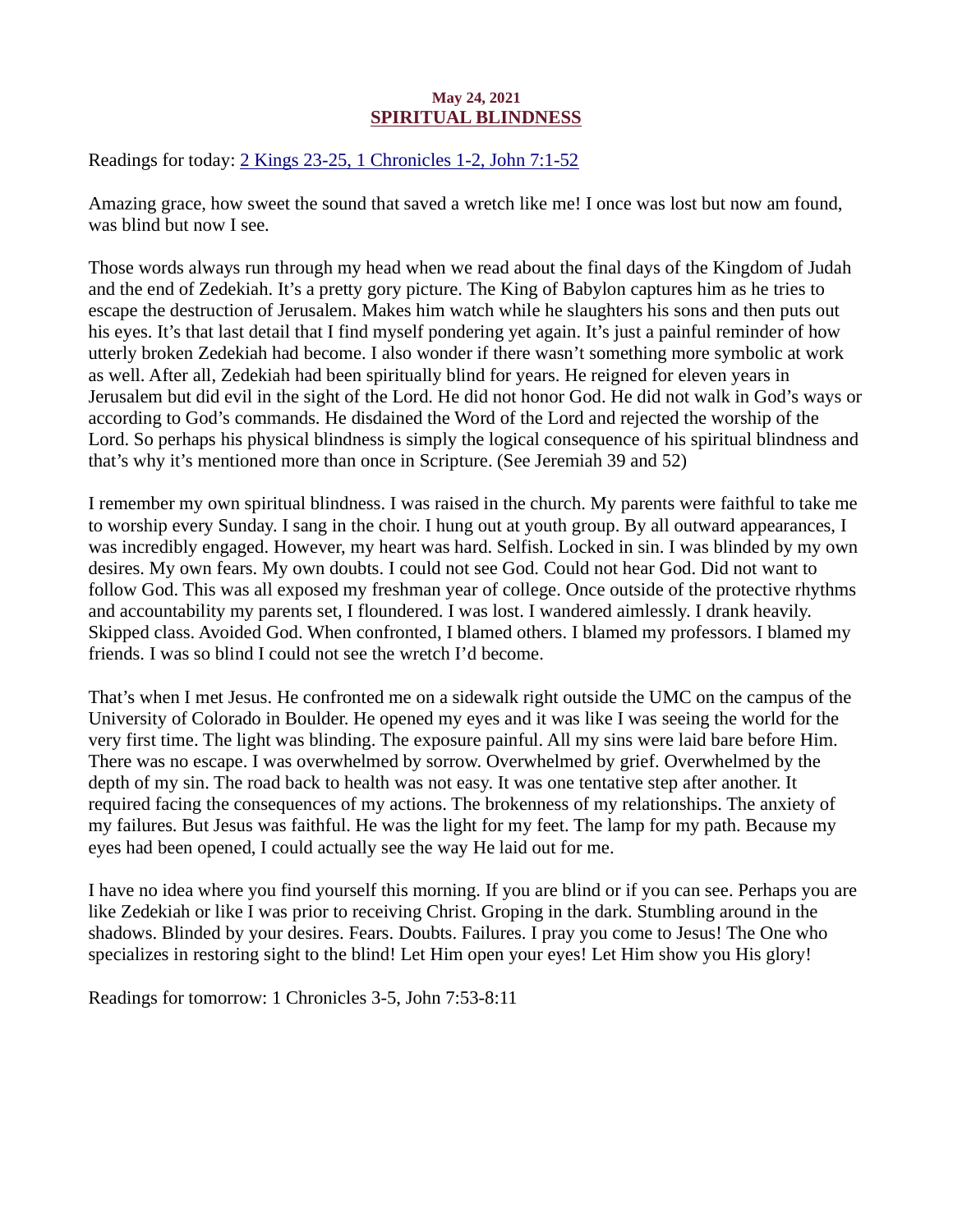**May 24, 2021**

## SPIRITUAL BLINDNESS

Readings for today: 2 Kings 23-25, 1 Chronicles 1-2, John 7:1-52

Amazing grace, how sweet the sound that saved a wretch like me! I once was lost but now am found, was blind but now I see.

Those words always run through my head when we read about the final days of the Kingdom of Judah and the end of Zedekiah. It's a pretty gory picture. The King of Babylon captures him as he tries to escape the destruction of Jerusalem. Makes him watch while he slaughters his sons and then puts out his eyes. It's that last detail that I find myself pondering yet again. It's just a painful reminder of how utterly broken Zedekiah had become. I also wonder if there wasn't something more symbolic at work as well. After all, Zedekiah had been spiritually blind for years. He reigned for eleven years in Jerusalem but did evil in the sight of the Lord. He did not honor God. He did not walk in God's ways or according to God's commands. He disdained the Word of the Lord and rejected the worship of the Lord. So perhaps his physical blindness is simply the logical consequence of his spiritual blindness and that's why it's mentioned more than once in Scripture. (See Jeremiah 39 and 52)

I remember my own spiritual blindness. I was raised in the church. My parents were faithful to take me to worship every Sunday. I sang in the choir. I hung out at youth group. By all outward appearances, I was incredibly engaged. However, my heart was hard. Selfish. Locked in sin. I was blinded by my own desires. My own fears. My own doubts. I could not see God. Could not hear God. Did not want to follow God. This was all exposed my freshman year of college. Once outside of the protective rhythms and accountability my parents set, I floundered. I was lost. I wandered aimlessly. I drank heavily. Skipped class. Avoided God. When confronted, I blamed others. I blamed my professors. I blamed my friends. I was so blind I could not see the wretch I'd become.

That's when I met Jesus. He confronted me on a sidewalk right outside the UMC on the campus of the University of Colorado in Boulder. He opened my eyes and it was like I was seeing the world for the very first time. The light was blinding. The exposure painful. All my sins were laid bare before Him. There was no escape. I was overwhelmed by sorrow. Overwhelmed by grief. Overwhelmed by the depth of my sin. The road back to health was not easy. It was one tentative step after another. It required facing the consequences of my actions. The brokenness of my relationships. The anxiety of my failures. But Jesus was faithful. He was the light for my feet. The lamp for my path. Because my eyes had been opened, I could actually see the way He laid out for me.

I have no idea where you find yourself this morning. If you are blind or if you can see. Perhaps you are like Zedekiah or like I was prior to receiving Christ. Groping in the dark. Stumbling around in the shadows. Blinded by your desires. Fears. Doubts. Failures. I pray you come to Jesus! The One who specializes in restoring sight to the blind! Let Him open your eyes! Let Him show you His glory!

Readings for tomorrow: 1 Chronicles 3-5, John 7:53-8:11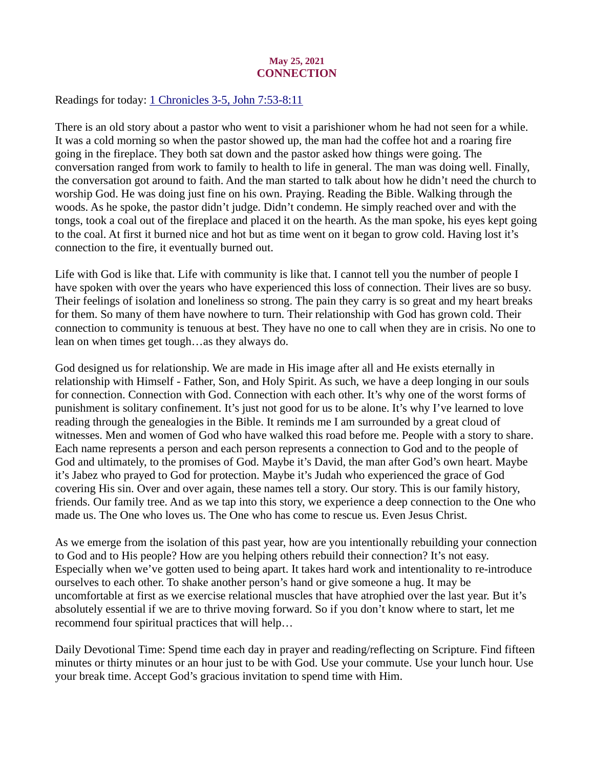**May 25, 2021**

# CONNECTION

Readings for today: [1 Chronicles 3-5, John 7:53-8:11]()

There is an old story about a pastor who went to visit a parishioner whom he had not seen for a while. It was a cold morning so when the pastor showed up, the man had the coffee hot and a roaring fire going in the fireplace. They both sat down and the pastor asked how things were going. The conversation ranged from work to family to health to life in general. The man was doing well. Finally, the conversation got around to faith. And the man started to talk about how he didn't need the church to worship God. He was doing just fine on his own. Praying. Reading the Bible. Walking through the woods. As he spoke, the pastor didn't judge. Didn't condemn. He simply reached over and with the tongs, took a coal out of the fireplace and placed it on the hearth. As the man spoke, his eyes kept going to the coal. At first it burned nice and hot but as time went on it began to grow cold. Having lost it's connection to the fire, it eventually burned out.

Life with God is like that. Life with community is like that. I cannot tell you the number of people I have spoken with over the years who have experienced this loss of connection. Their lives are so busy. Their feelings of isolation and loneliness so strong. The pain they carry is so great and my heart breaks for them. So many of them have nowhere to turn. Their relationship with God has grown cold. Their connection to community is tenuous at best. They have no one to call when they are in crisis. No one to lean on when times get tough…as they always do.

God designed us for relationship. We are made in His image after all and He exists eternally in relationship with Himself - Father, Son, and Holy Spirit. As such, we have a deep longing in our souls for connection. Connection with God. Connection with each other. It's why one of the worst forms of punishment is solitary confinement. It's just not good for us to be alone. It's why I've learned to love reading through the genealogies in the Bible. It reminds me I am surrounded by a great cloud of witnesses. Men and women of God who have walked this road before me. People with a story to share. Each name represents a person and each person represents a connection to God and to the people of God and ultimately, to the promises of God. Maybe it's David, the man after God's own heart. Maybe it's Jabez who prayed to God for protection. Maybe it's Judah who experienced the grace of God covering His sin. Over and over again, these names tell a story. Our story. This is our family history, friends. Our family tree. And as we tap into this story, we experience a deep connection to the One who made us. The One who loves us. The One who has come to rescue us. Even Jesus Christ.

As we emerge from the isolation of this past year, how are you intentionally rebuilding your connection to God and to His people? How are you helping others rebuild their connection? It's not easy. Especially when we've gotten used to being apart. It takes hard work and intentionality to re-introduce ourselves to each other. To shake another person's hand or give someone a hug. It may be uncomfortable at first as we exercise relational muscles that have atrophied over the last year. But it's absolutely essential if we are to thrive moving forward. So if you don't know where to start, let me recommend four spiritual practices that will help…

Daily Devotional Time: Spend time each day in prayer and reading/reflecting on Scripture. Find fifteen minutes or thirty minutes or an hour just to be with God. Use your commute. Use your lunch hour. Use your break time. Accept God's gracious invitation to spend time with Him.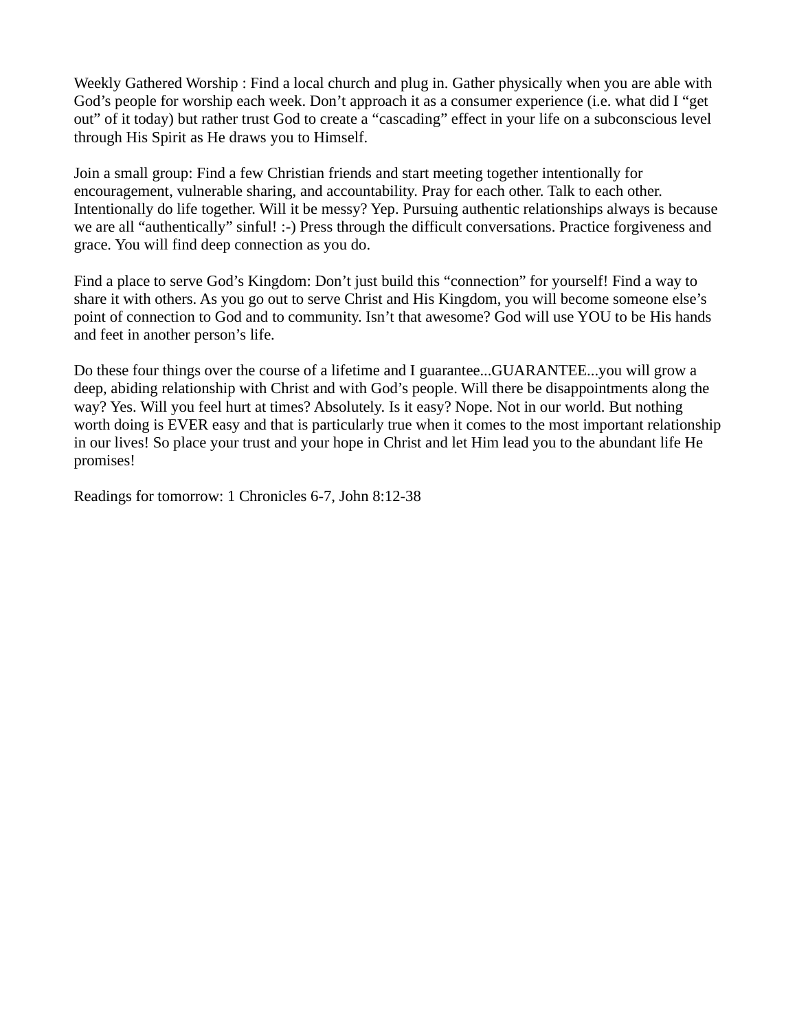Weekly Gathered Worship : Find a local church and plug in. Gather physically when you are able with God's people for worship each week. Don't approach it as a consumer experience (i.e. what did I "get out" of it today) but rather trust God to create a "cascading" effect in your life on a subconscious level through His Spirit as He draws you to Himself.

Join a small group: Find a few Christian friends and start meeting together intentionally for encouragement, vulnerable sharing, and accountability. Pray for each other. Talk to each other. Intentionally do life together. Will it be messy? Yep. Pursuing authentic relationships always is because we are all "authentically" sinful! :-) Press through the difficult conversations. Practice forgiveness and grace. You will find deep connection as you do.

Find a place to serve God's Kingdom: Don't just build this "connection" for yourself! Find a way to share it with others. As you go out to serve Christ and His Kingdom, you will become someone else's point of connection to God and to community. Isn't that awesome? God will use YOU to be His hands and feet in another person's life.

Do these four things over the course of a lifetime and I guarantee...GUARANTEE...you will grow a deep, abiding relationship with Christ and with God's people. Will there be disappointments along the way? Yes. Will you feel hurt at times? Absolutely. Is it easy? Nope. Not in our world. But nothing worth doing is EVER easy and that is particularly true when it comes to the most important relationship in our lives! So place your trust and your hope in Christ and let Him lead you to the abundant life He promises!

Readings for tomorrow: 1 Chronicles 6-7, John 8:12-38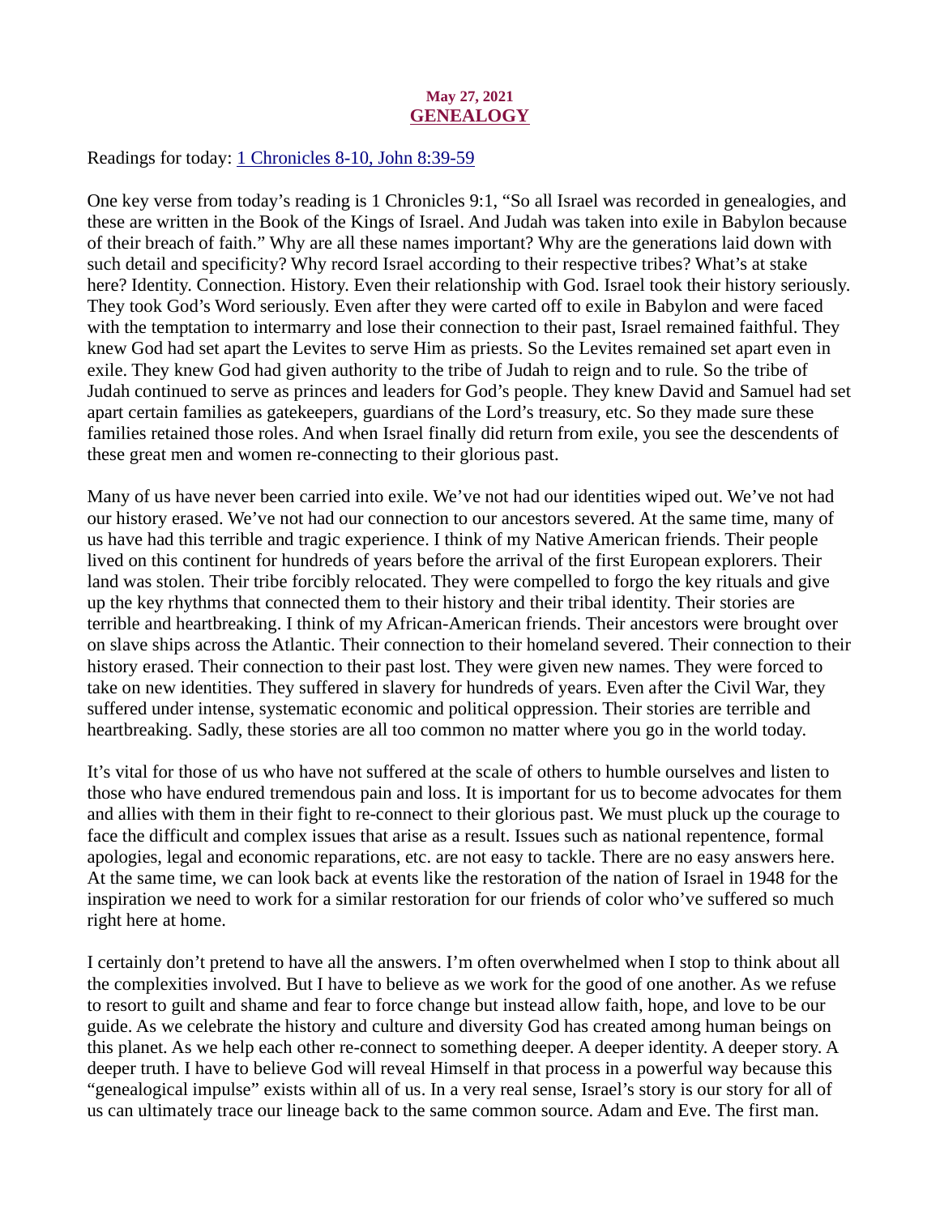May 27, 2021

# GENEALOGY

Readings for today: 1 Chronicles 8-10, John 8:39-59

One key verse from today's reading is 1 Chronicles 9:1, "So all Israel was recorded in genealogies, and these are written in the Book of the Kings of Israel. And Judah was taken into exile in Babylon because of their breach of faith." Why are all these names important? Why are the generations laid down with such detail and specificity? Why record Israel according to their respective tribes? What's at stake here? Identity. Connection. History. Even their relationship with God. Israel took their history seriously. They took God's Word seriously. Even after they were carted off to exile in Babylon and were faced with the temptation to intermarry and lose their connection to their past, Israel remained faithful. They knew God had set apart the Levites to serve Him as priests. So the Levites remained set apart even in exile. They knew God had given authority to the tribe of Judah to reign and to rule. So the tribe of Judah continued to serve as princes and leaders for God's people. They knew David and Samuel had set apart certain families as gatekeepers, guardians of the Lord's treasury, etc. So they made sure these families retained those roles. And when Israel finally did return from exile, you see the descendents of these great men and women re-connecting to their glorious past.

Many of us have never been carried into exile. We've not had our identities wiped out. We've not had our history erased. We've not had our connection to our ancestors severed. At the same time, many of us have had this terrible and tragic experience. I think of my Native American friends. Their people lived on this continent for hundreds of years before the arrival of the first European explorers. Their land was stolen. Their tribe forcibly relocated. They were compelled to forgo the key rituals and give up the key rhythms that connected them to their history and their tribal identity. Their stories are terrible and heartbreaking. I think of my African-American friends. Their ancestors were brought over on slave ships across the Atlantic. Their connection to their homeland severed. Their connection to their history erased. Their connection to their past lost. They were given new names. They were forced to take on new identities. They suffered in slavery for hundreds of years. Even after the Civil War, they suffered under intense, systematic economic and political oppression. Their stories are terrible and heartbreaking. Sadly, these stories are all too common no matter where you go in the world today.

It's vital for those of us who have not suffered at the scale of others to humble ourselves and listen to those who have endured tremendous pain and loss. It is important for us to become advocates for them and allies with them in their fight to re-connect to their glorious past. We must pluck up the courage to face the difficult and complex issues that arise as a result. Issues such as national repentence, formal apologies, legal and economic reparations, etc. are not easy to tackle. There are no easy answers here. At the same time, we can look back at events like the restoration of the nation of Israel in 1948 for the inspiration we need to work for a similar restoration for our friends of color who've suffered so much right here at home.

I certainly don't pretend to have all the answers. I'm often overwhelmed when I stop to think about all the complexities involved. But I have to believe as we work for the good of one another. As we refuse to resort to guilt and shame and fear to force change but instead allow faith, hope, and love to be our guide. As we celebrate the history and culture and diversity God has created among human beings on this planet. As we help each other re-connect to something deeper. A deeper identity. A deeper story. A deeper truth. I have to believe God will reveal Himself in that process in a powerful way because this "genealogical impulse" exists within all of us. In a very real sense, Israel's story is our story for all of us can ultimately trace our lineage back to the same common source. Adam and Eve. The first man.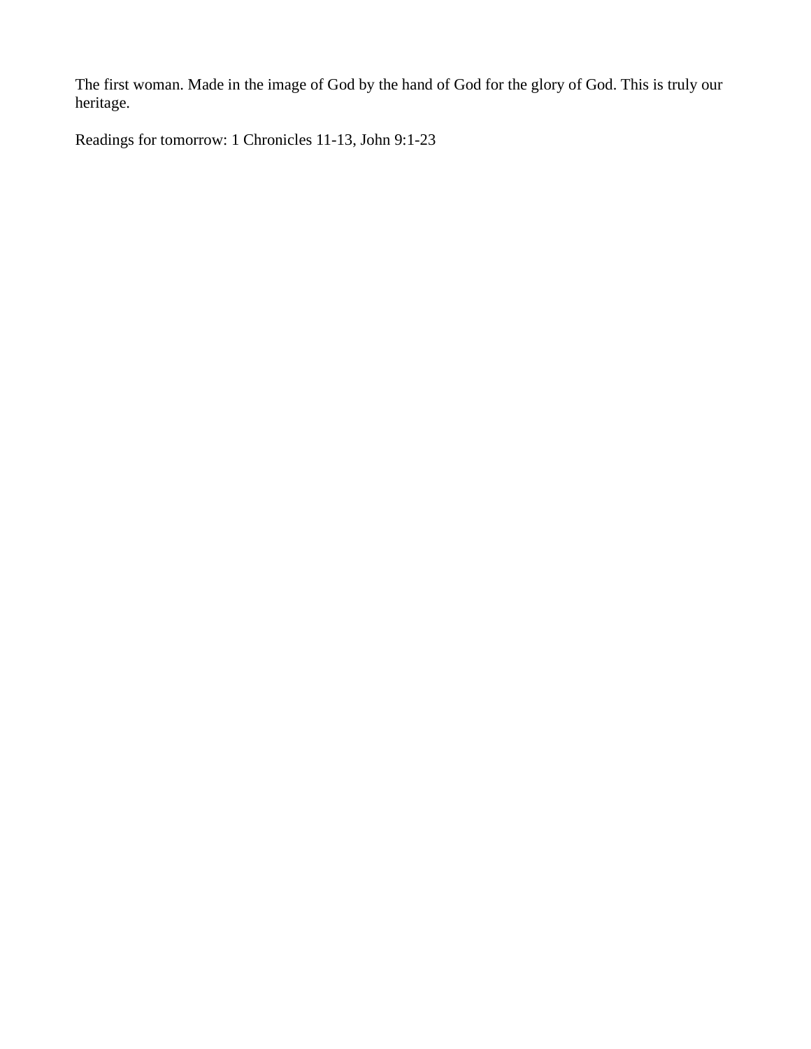The first woman. Made in the image of God by the hand of God for the glory of God. This is truly our heritage.

Readings for tomorrow: 1 Chronicles 11-13, John 9:1-23